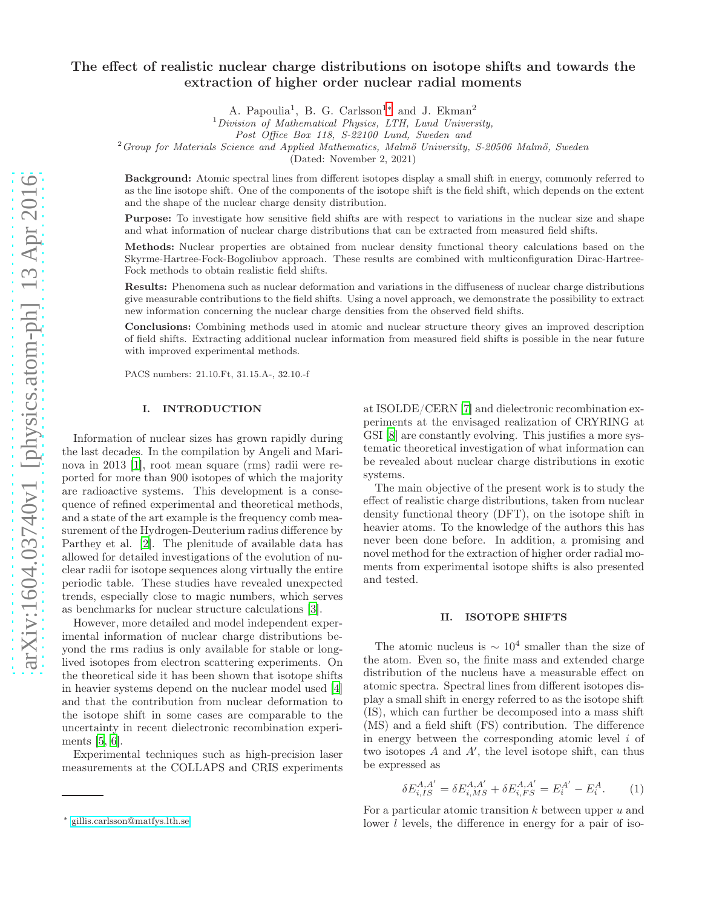# The effect of realistic nuclear charge distributions on isotope shifts and towards the extraction of higher order nuclear radial moments

A. Papoulia[1], B. G. Carlsson[1,*] and J. Ekman[2]

[1] *Division of Mathematical Physics, LTH, Lund University, Post Office Box 118, S-22100 Lund, Sweden and*
[2] *Group for Materials Science and Applied Mathematics, Malmö University, S-20506 Malmö, Sweden*

(Dated: November 2, 2021)

**Background:** Atomic spectral lines from different isotopes display a small shift in energy, commonly referred to as the line isotope shift. One of the components of the isotope shift is the field shift, which depends on the extent and the shape of the nuclear charge density distribution.

**Purpose:** To investigate how sensitive field shifts are with respect to variations in the nuclear size and shape and what information of nuclear charge distributions that can be extracted from measured field shifts.

**Methods:** Nuclear properties are obtained from nuclear density functional theory calculations based on the Skyrme-Hartree-Fock-Bogoliubov approach. These results are combined with multiconfiguration Dirac-Hartree-Fock methods to obtain realistic field shifts.

**Results:** Phenomena such as nuclear deformation and variations in the diffuseness of nuclear charge distributions give measurable contributions to the field shifts. Using a novel approach, we demonstrate the possibility to extract new information concerning the nuclear charge densities from the observed field shifts.

**Conclusions:** Combining methods used in atomic and nuclear structure theory gives an improved description of field shifts. Extracting additional nuclear information from measured field shifts is possible in the near future with improved experimental methods.

PACS numbers: 21.10.Ft, 31.15.A-, 32.10.-f

## I. INTRODUCTION

Information of nuclear sizes has grown rapidly during the last decades. In the compilation by Angeli and Marinova in 2013 [1], root mean square (rms) radii were reported for more than 900 isotopes of which the majority are radioactive systems. This development is a consequence of refined experimental and theoretical methods, and a state of the art example is the frequency comb measurement of the Hydrogen-Deuterium radius difference by Parthey et al. [2]. The plenitude of available data has allowed for detailed investigations of the evolution of nuclear radii for isotope sequences along virtually the entire periodic table. These studies have revealed unexpected trends, especially close to magic numbers, which serves as benchmarks for nuclear structure calculations [3].

However, more detailed and model independent experimental information of nuclear charge distributions beyond the rms radius is only available for stable or long-lived isotopes from electron scattering experiments. On the theoretical side it has been shown that isotope shifts in heavier systems depend on the nuclear model used [4] and that the contribution from nuclear deformation to the isotope shift in some cases are comparable to the uncertainty in recent dielectronic recombination experiments [5, 6].

Experimental techniques such as high-precision laser measurements at the COLLAPS and CRIS experiments at ISOLDE/CERN [7] and dielectronic recombination experiments at the envisaged realization of CRYRING at GSI [8] are constantly evolving. This justifies a more systematic theoretical investigation of what information can be revealed about nuclear charge distributions in exotic systems.

The main objective of the present work is to study the effect of realistic charge distributions, taken from nuclear density functional theory (DFT), on the isotope shift in heavier atoms. To the knowledge of the authors this has never been done before. In addition, a promising and novel method for the extraction of higher order radial moments from experimental isotope shifts is also presented and tested.

## II. ISOTOPE SHIFTS

The atomic nucleus is $\sim 10^4$ smaller than the size of the atom. Even so, the finite mass and extended charge distribution of the nucleus have a measurable effect on atomic spectra. Spectral lines from different isotopes display a small shift in energy referred to as the isotope shift (IS), which can further be decomposed into a mass shift (MS) and a field shift (FS) contribution. The difference in energy between the corresponding atomic level $i$ of two isotopes $A$ and $A'$, the level isotope shift, can thus be expressed as

$$\delta E^{A,A'}_{i,IS} = \delta E^{A,A'}_{i,MS} + \delta E^{A,A'}_{i,FS} = E^{A'}_i - E^{A}_i. \qquad (1)$$

For a particular atomic transition $k$ between upper $u$ and lower $l$ levels, the difference in energy for a pair of iso-

* gillis.carlsson@matfys.lth.se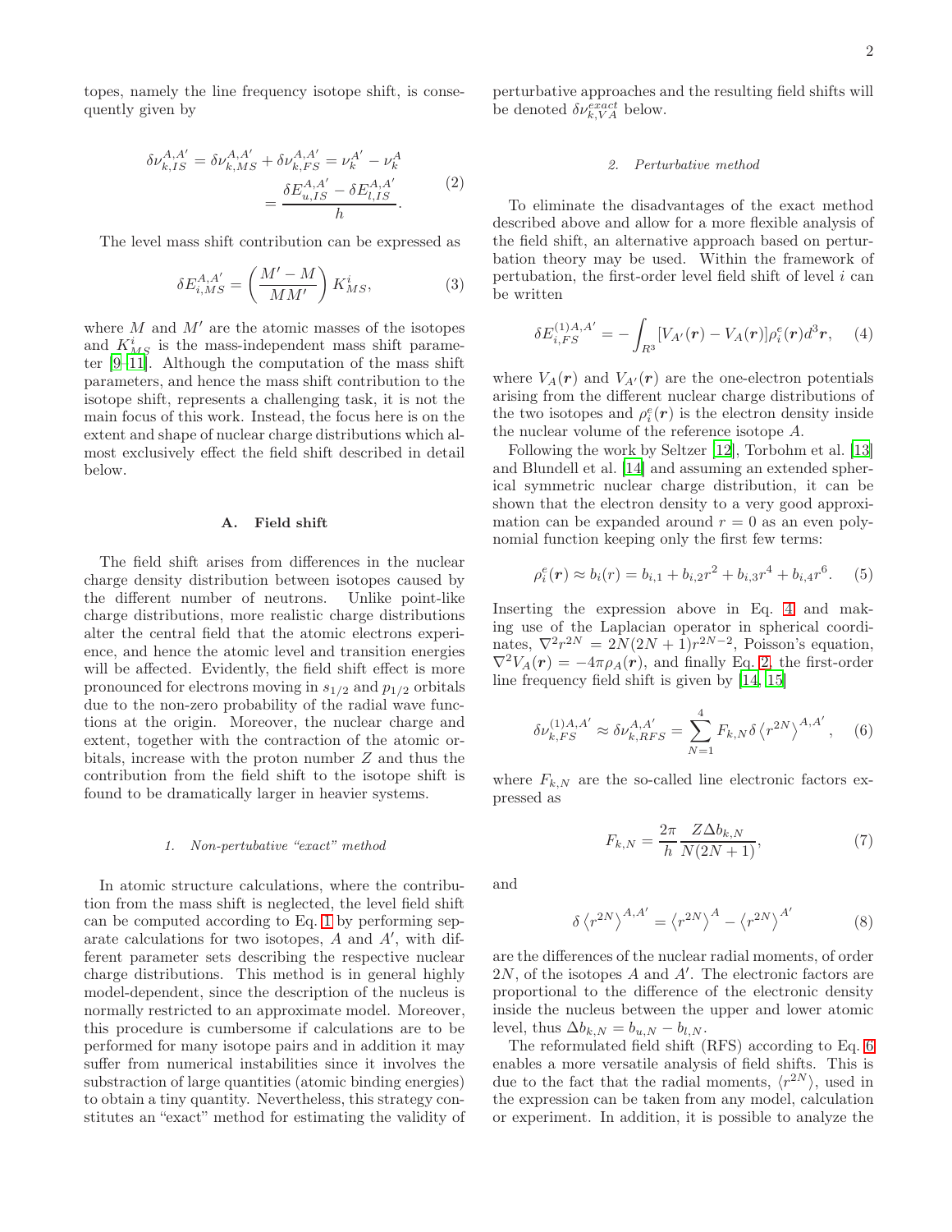topes, namely the line frequency isotope shift, is consequently given by

$$\delta\nu_{k,IS}^{A,A'} = \delta\nu_{k,MS}^{A,A'} + \delta\nu_{k,FS}^{A,A'} = \nu_k^{A'} - \nu_k^{A} = \frac{\delta E_{u,IS}^{A,A'} - \delta E_{l,IS}^{A,A'}}{h}. \tag{2}$$

The level mass shift contribution can be expressed as

$$\delta E_{i,MS}^{A,A'} = \left(\frac{M' - M}{MM'}\right) K_{MS}^{i}, \tag{3}$$

where $M$ and $M'$ are the atomic masses of the isotopes and $K_{MS}^{i}$ is the mass-independent mass shift parameter [9–11]. Although the computation of the mass shift parameters, and hence the mass shift contribution to the isotope shift, represents a challenging task, it is not the main focus of this work. Instead, the focus here is on the extent and shape of nuclear charge distributions which almost exclusively effect the field shift described in detail below.

## A. Field shift

The field shift arises from differences in the nuclear charge density distribution between isotopes caused by the different number of neutrons. Unlike point-like charge distributions, more realistic charge distributions alter the central field that the atomic electrons experience, and hence the atomic level and transition energies will be affected. Evidently, the field shift effect is more pronounced for electrons moving in $s_{1/2}$ and $p_{1/2}$ orbitals due to the non-zero probability of the radial wave functions at the origin. Moreover, the nuclear charge and extent, together with the contraction of the atomic orbitals, increase with the proton number $Z$ and thus the contribution from the field shift to the isotope shift is found to be dramatically larger in heavier systems.

### 1. Non-pertubative "exact" method

In atomic structure calculations, where the contribution from the mass shift is neglected, the level field shift can be computed according to Eq. 1 by performing separate calculations for two isotopes, $A$ and $A'$, with different parameter sets describing the respective nuclear charge distributions. This method is in general highly model-dependent, since the description of the nucleus is normally restricted to an approximate model. Moreover, this procedure is cumbersome if calculations are to be performed for many isotope pairs and in addition it may suffer from numerical instabilities since it involves the substraction of large quantities (atomic binding energies) to obtain a tiny quantity. Nevertheless, this strategy constitutes an "exact" method for estimating the validity of perturbative approaches and the resulting field shifts will be denoted $\delta\nu_{k,VA}^{exact}$ below.

### 2. Perturbative method

To eliminate the disadvantages of the exact method described above and allow for a more flexible analysis of the field shift, an alternative approach based on perturbation theory may be used. Within the framework of pertubation, the first-order level field shift of level $i$ can be written

$$\delta E_{i,FS}^{(1)A,A'} = -\int_{R^3} [V_{A'}(\boldsymbol{r}) - V_A(\boldsymbol{r})]\rho_i^e(\boldsymbol{r}) d^3\boldsymbol{r}, \tag{4}$$

where $V_A(\boldsymbol{r})$ and $V_{A'}(\boldsymbol{r})$ are the one-electron potentials arising from the different nuclear charge distributions of the two isotopes and $\rho_i^e(\boldsymbol{r})$ is the electron density inside the nuclear volume of the reference isotope $A$.

Following the work by Seltzer [12], Torbohm et al. [13] and Blundell et al. [14] and assuming an extended spherical symmetric nuclear charge distribution, it can be shown that the electron density to a very good approximation can be expanded around $r = 0$ as an even polynomial function keeping only the first few terms:

$$\rho_i^e(\boldsymbol{r}) \approx b_i(r) = b_{i,1} + b_{i,2}r^2 + b_{i,3}r^4 + b_{i,4}r^6. \tag{5}$$

Inserting the expression above in Eq. 4 and making use of the Laplacian operator in spherical coordinates, $\nabla^2 r^{2N} = 2N(2N+1)r^{2N-2}$, Poisson's equation, $\nabla^2 V_A(\boldsymbol{r}) = -4\pi\rho_A(\boldsymbol{r})$, and finally Eq. 2, the first-order line frequency field shift is given by [14, 15]

$$\delta\nu_{k,FS}^{(1)A,A'} \approx \delta\nu_{k,RFS}^{A,A'} = \sum_{N=1}^{4} F_{k,N}\,\delta\left\langle r^{2N}\right\rangle^{A,A'}, \tag{6}$$

where $F_{k,N}$ are the so-called line electronic factors expressed as

$$F_{k,N} = \frac{2\pi}{h}\frac{Z\Delta b_{k,N}}{N(2N+1)}, \tag{7}$$

and

$$\delta\left\langle r^{2N}\right\rangle^{A,A'} = \left\langle r^{2N}\right\rangle^{A} - \left\langle r^{2N}\right\rangle^{A'} \tag{8}$$

are the differences of the nuclear radial moments, of order $2N$, of the isotopes $A$ and $A'$. The electronic factors are proportional to the difference of the electronic density inside the nucleus between the upper and lower atomic level, thus $\Delta b_{k,N} = b_{u,N} - b_{l,N}$.

The reformulated field shift (RFS) according to Eq. 6 enables a more versatile analysis of field shifts. This is due to the fact that the radial moments, $\langle r^{2N}\rangle$, used in the expression can be taken from any model, calculation or experiment. In addition, it is possible to analyze the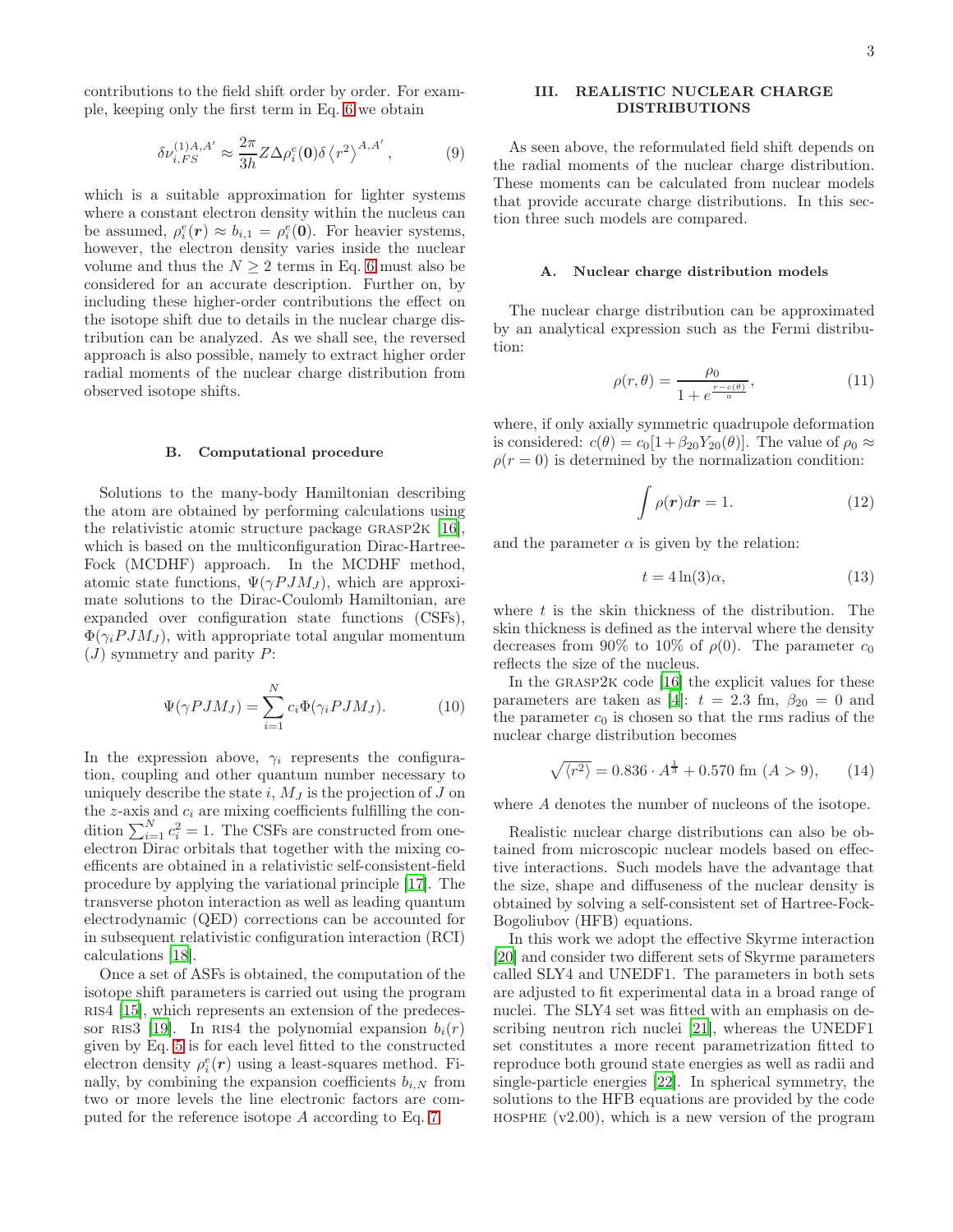contributions to the field shift order by order. For example, keeping only the first term in Eq. 6 we obtain

$$\delta\nu_{i,FS}^{(1)A,A'} \approx \frac{2\pi}{3h} Z \Delta\rho_i^e(\mathbf{0}) \delta \left\langle r^2 \right\rangle^{A,A'}, \tag{9}$$

which is a suitable approximation for lighter systems where a constant electron density within the nucleus can be assumed, $\rho_i^e(\boldsymbol{r}) \approx b_{i,1} = \rho_i^e(\mathbf{0})$. For heavier systems, however, the electron density varies inside the nuclear volume and thus the $N \geq 2$ terms in Eq. 6 must also be considered for an accurate description. Further on, by including these higher-order contributions the effect on the isotope shift due to details in the nuclear charge distribution can be analyzed. As we shall see, the reversed approach is also possible, namely to extract higher order radial moments of the nuclear charge distribution from observed isotope shifts.

### B. Computational procedure

Solutions to the many-body Hamiltonian describing the atom are obtained by performing calculations using the relativistic atomic structure package GRASP2K [16], which is based on the multiconfiguration Dirac-Hartree-Fock (MCDHF) approach. In the MCDHF method, atomic state functions, $\Psi(\gamma PJM_J)$, which are approximate solutions to the Dirac-Coulomb Hamiltonian, are expanded over configuration state functions (CSFs), $\Phi(\gamma_i PJM_J)$, with appropriate total angular momentum ($J$) symmetry and parity $P$:

$$\Psi(\gamma PJM_J) = \sum_{i=1}^{N} c_i \Phi(\gamma_i PJM_J). \tag{10}$$

In the expression above, $\gamma_i$ represents the configuration, coupling and other quantum number necessary to uniquely describe the state $i$, $M_J$ is the projection of $J$ on the $z$-axis and $c_i$ are mixing coefficients fulfilling the condition $\sum_{i=1}^{N} c_i^2 = 1$. The CSFs are constructed from one-electron Dirac orbitals that together with the mixing coefficents are obtained in a relativistic self-consistent-field procedure by applying the variational principle [17]. The transverse photon interaction as well as leading quantum electrodynamic (QED) corrections can be accounted for in subsequent relativistic configuration interaction (RCI) calculations [18].

Once a set of ASFs is obtained, the computation of the isotope shift parameters is carried out using the program RIS4 [15], which represents an extension of the predecessor RIS3 [19]. In RIS4 the polynomial expansion $b_i(r)$ given by Eq. 5 is for each level fitted to the constructed electron density $\rho_i^e(\boldsymbol{r})$ using a least-squares method. Finally, by combining the expansion coefficients $b_{i,N}$ from two or more levels the line electronic factors are computed for the reference isotope $A$ according to Eq. 7.

## III. REALISTIC NUCLEAR CHARGE DISTRIBUTIONS

As seen above, the reformulated field shift depends on the radial moments of the nuclear charge distribution. These moments can be calculated from nuclear models that provide accurate charge distributions. In this section three such models are compared.

### A. Nuclear charge distribution models

The nuclear charge distribution can be approximated by an analytical expression such as the Fermi distribution:

$$\rho(r,\theta) = \frac{\rho_0}{1 + e^{\frac{r - c(\theta)}{a}}}, \tag{11}$$

where, if only axially symmetric quadrupole deformation is considered: $c(\theta) = c_0[1 + \beta_{20} Y_{20}(\theta)]$. The value of $\rho_0 \approx \rho(r = 0)$ is determined by the normalization condition:

$$\int \rho(\boldsymbol{r}) d\boldsymbol{r} = 1. \tag{12}$$

and the parameter $\alpha$ is given by the relation:

$$t = 4\ln(3)\alpha, \tag{13}$$

where $t$ is the skin thickness of the distribution. The skin thickness is defined as the interval where the density decreases from 90% to 10% of $\rho(0)$. The parameter $c_0$ reflects the size of the nucleus.

In the GRASP2K code [16] the explicit values for these parameters are taken as [4]: $t = 2.3$ fm, $\beta_{20} = 0$ and the parameter $c_0$ is chosen so that the rms radius of the nuclear charge distribution becomes

$$\sqrt{\langle r^2 \rangle} = 0.836 \cdot A^{\frac{1}{3}} + 0.570 \text{ fm } (A > 9), \tag{14}$$

where $A$ denotes the number of nucleons of the isotope.

Realistic nuclear charge distributions can also be obtained from microscopic nuclear models based on effective interactions. Such models have the advantage that the size, shape and diffuseness of the nuclear density is obtained by solving a self-consistent set of Hartree-Fock-Bogoliubov (HFB) equations.

In this work we adopt the effective Skyrme interaction [20] and consider two different sets of Skyrme parameters called SLY4 and UNEDF1. The parameters in both sets are adjusted to fit experimental data in a broad range of nuclei. The SLY4 set was fitted with an emphasis on describing neutron rich nuclei [21], whereas the UNEDF1 set constitutes a more recent parametrization fitted to reproduce both ground state energies as well as radii and single-particle energies [22]. In spherical symmetry, the solutions to the HFB equations are provided by the code HOSPHE (v2.00), which is a new version of the program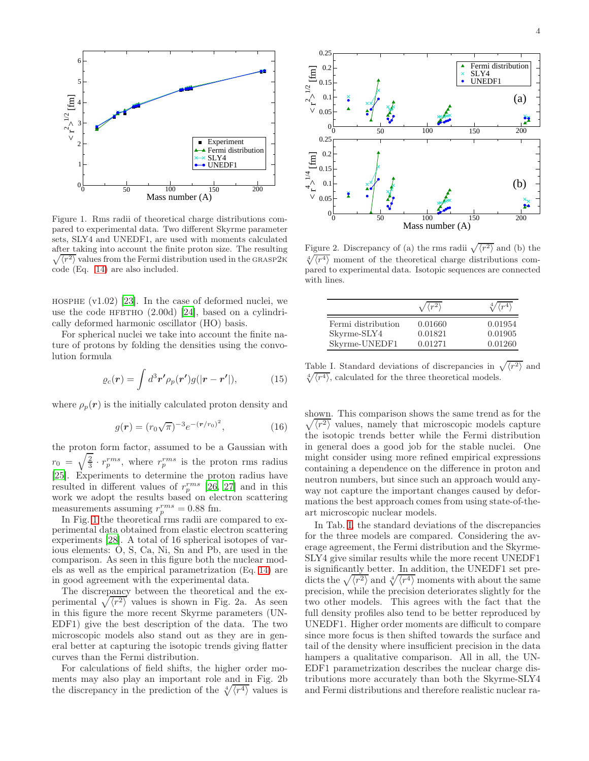Figure 1. Rms radii of theoretical charge distributions compared to experimental data. Two different Skyrme parameter sets, SLY4 and UNEDF1, are used with moments calculated after taking into account the finite proton size. The resulting $\sqrt{\langle r^2 \rangle}$ values from the Fermi distribution used in the GRASP2K code (Eq. 14) are also included.

HOSPHE (v1.02) [23]. In the case of deformed nuclei, we use the code HFBTHO (2.00d) [24], based on a cylindrically deformed harmonic oscillator (HO) basis.

For spherical nuclei we take into account the finite nature of protons by folding the densities using the convolution formula

$$\varrho_c(\boldsymbol{r}) = \int d^3\boldsymbol{r'} \rho_p(\boldsymbol{r'}) g(|\boldsymbol{r} - \boldsymbol{r'}|), \tag{15}$$

where $\rho_p(\boldsymbol{r})$ is the initially calculated proton density and

$$g(\boldsymbol{r}) = (r_0\sqrt{\pi})^{-3} e^{-(\boldsymbol{r}/r_0)^2}, \tag{16}$$

the proton form factor, assumed to be a Gaussian with $r_0 = \sqrt{\frac{2}{3}} \cdot r_p^{rms}$, where $r_p^{rms}$ is the proton rms radius [25]. Experiments to determine the proton radius have resulted in different values of $r_p^{rms}$ [26, 27] and in this work we adopt the results based on electron scattering measurements assuming $r_p^{rms} = 0.88$ fm.

In Fig. 1 the theoretical rms radii are compared to experimental data obtained from elastic electron scattering experiments [28]. A total of 16 spherical isotopes of various elements: O, S, Ca, Ni, Sn and Pb, are used in the comparison. As seen in this figure both the nuclear models as well as the empirical parametrization (Eq. 14) are in good agreement with the experimental data.

The discrepancy between the theoretical and the experimental $\sqrt{\langle r^2 \rangle}$ values is shown in Fig. 2a. As seen in this figure the more recent Skyrme parameters (UNEDF1) give the best description of the data. The two microscopic models also stand out as they are in general better at capturing the isotopic trends giving flatter curves than the Fermi distribution.

For calculations of field shifts, the higher order moments may also play an important role and in Fig. 2b the discrepancy in the prediction of the $\sqrt[4]{\langle r^4 \rangle}$ values is

Figure 2. Discrepancy of (a) the rms radii $\sqrt{\langle r^2 \rangle}$ and (b) the $\sqrt[4]{\langle r^4 \rangle}$ moment of the theoretical charge distributions compared to experimental data. Isotopic sequences are connected with lines.

| | $\sqrt{\langle r^2 \rangle}$ | $\sqrt[4]{\langle r^4 \rangle}$ |
|---|---|---|
| Fermi distribution | 0.01660 | 0.01954 |
| Skyrme-SLY4 | 0.01821 | 0.01905 |
| Skyrme-UNEDF1 | 0.01271 | 0.01260 |

Table I. Standard deviations of discrepancies in $\sqrt{\langle r^2 \rangle}$ and $\sqrt[4]{\langle r^4 \rangle}$, calculated for the three theoretical models.

shown. This comparison shows the same trend as for the $\sqrt{\langle r^2 \rangle}$ values, namely that microscopic models capture the isotopic trends better while the Fermi distribution in general does a good job for the stable nuclei. One might consider using more refined empirical expressions containing a dependence on the difference in proton and neutron numbers, but since such an approach would anyway not capture the important changes caused by deformations the best approach comes from using state-of-the-art microscopic nuclear models.

In Tab. I, the standard deviations of the discrepancies for the three models are compared. Considering the average agreement, the Fermi distribution and the Skyrme-SLY4 give similar results while the more recent UNEDF1 is significantly better. In addition, the UNEDF1 set predicts the $\sqrt{\langle r^2 \rangle}$ and $\sqrt[4]{\langle r^4 \rangle}$ moments with about the same precision, while the precision deteriorates slightly for the two other models. This agrees with the fact that the full density profiles also tend to be better reproduced by UNEDF1. Higher order moments are difficult to compare since more focus is then shifted towards the surface and tail of the density where insufficient precision in the data hampers a qualitative comparison. All in all, the UNEDF1 parametrization describes the nuclear charge distributions more accurately than both the Skyrme-SLY4 and Fermi distributions and therefore realistic nuclear ra-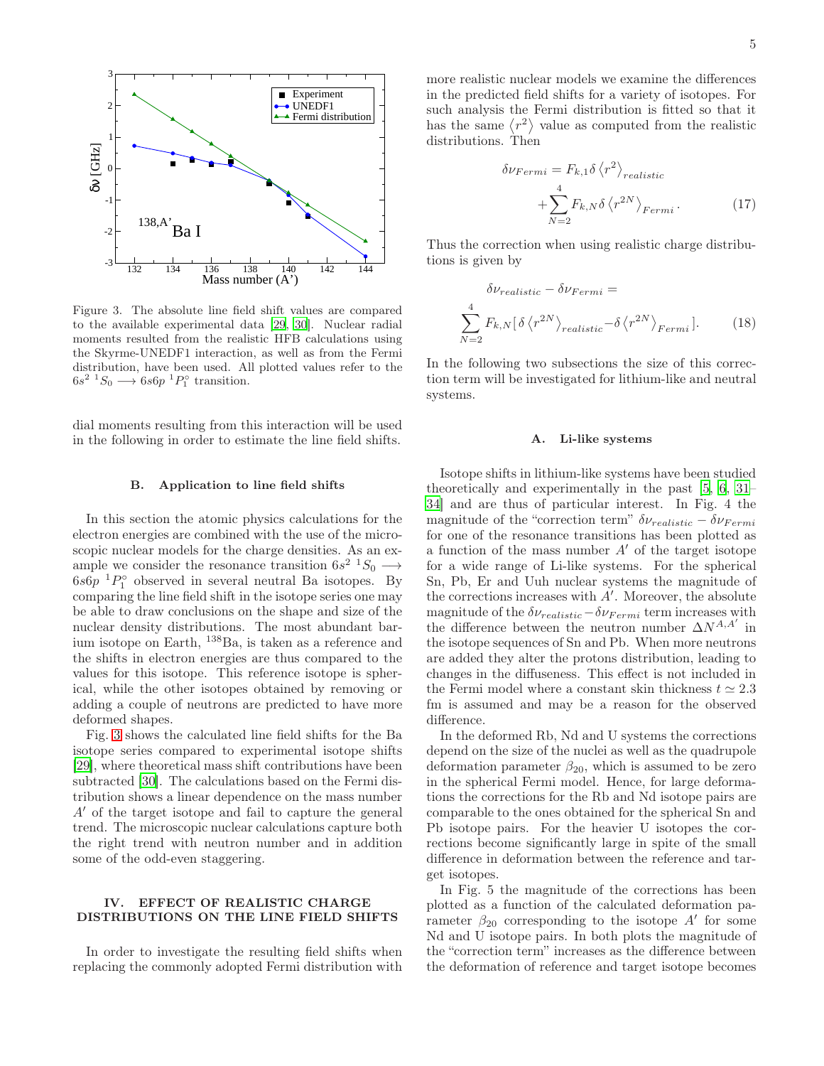Figure 3. The absolute line field shift values are compared to the available experimental data [29, 30]. Nuclear radial moments resulted from the realistic HFB calculations using the Skyrme-UNEDF1 interaction, as well as from the Fermi distribution, have been used. All plotted values refer to the $6s^2\ ^1S_0 \longrightarrow 6s6p\ ^1P_1^\circ$ transition.

dial moments resulting from this interaction will be used in the following in order to estimate the line field shifts.

### B. Application to line field shifts

In this section the atomic physics calculations for the electron energies are combined with the use of the microscopic nuclear models for the charge densities. As an example we consider the resonance transition $6s^2\ ^1S_0 \longrightarrow 6s6p\ ^1P_1^\circ$ observed in several neutral Ba isotopes. By comparing the line field shift in the isotope series one may be able to draw conclusions on the shape and size of the nuclear density distributions. The most abundant barium isotope on Earth, $^{138}$Ba, is taken as a reference and the shifts in electron energies are thus compared to the values for this isotope. This reference isotope is spherical, while the other isotopes obtained by removing or adding a couple of neutrons are predicted to have more deformed shapes.

Fig. 3 shows the calculated line field shifts for the Ba isotope series compared to experimental isotope shifts [29], where theoretical mass shift contributions have been subtracted [30]. The calculations based on the Fermi distribution shows a linear dependence on the mass number $A'$ of the target isotope and fail to capture the general trend. The microscopic nuclear calculations capture both the right trend with neutron number and in addition some of the odd-even staggering.

## IV. EFFECT OF REALISTIC CHARGE DISTRIBUTIONS ON THE LINE FIELD SHIFTS

In order to investigate the resulting field shifts when replacing the commonly adopted Fermi distribution with more realistic nuclear models we examine the differences in the predicted field shifts for a variety of isotopes. For such analysis the Fermi distribution is fitted so that it has the same $\langle r^2 \rangle$ value as computed from the realistic distributions. Then

$$
\delta\nu_{Fermi} = F_{k,1}\delta\langle r^2\rangle_{realistic} + \sum_{N=2}^{4} F_{k,N}\delta\langle r^{2N}\rangle_{Fermi}. \quad (17)
$$

Thus the correction when using realistic charge distributions is given by

$$
\delta\nu_{realistic} - \delta\nu_{Fermi} = \sum_{N=2}^{4} F_{k,N}[\,\delta\langle r^{2N}\rangle_{realistic} - \delta\langle r^{2N}\rangle_{Fermi}]. \quad (18)
$$

In the following two subsections the size of this correction term will be investigated for lithium-like and neutral systems.

### A. Li-like systems

Isotope shifts in lithium-like systems have been studied theoretically and experimentally in the past [5, 6, 31–34] and are thus of particular interest. In Fig. 4 the magnitude of the "correction term" $\delta\nu_{realistic} - \delta\nu_{Fermi}$ for one of the resonance transitions has been plotted as a function of the mass number $A'$ of the target isotope for a wide range of Li-like systems. For the spherical Sn, Pb, Er and Uuh nuclear systems the magnitude of the corrections increases with $A'$. Moreover, the absolute magnitude of the $\delta\nu_{realistic} - \delta\nu_{Fermi}$ term increases with the difference between the neutron number $\Delta N^{A,A'}$ in the isotope sequences of Sn and Pb. When more neutrons are added they alter the protons distribution, leading to changes in the diffuseness. This effect is not included in the Fermi model where a constant skin thickness $t \simeq 2.3$ fm is assumed and may be a reason for the observed difference.

In the deformed Rb, Nd and U systems the corrections depend on the size of the nuclei as well as the quadrupole deformation parameter $\beta_{20}$, which is assumed to be zero in the spherical Fermi model. Hence, for large deformations the corrections for the Rb and Nd isotope pairs are comparable to the ones obtained for the spherical Sn and Pb isotope pairs. For the heavier U isotopes the corrections become significantly large in spite of the small difference in deformation between the reference and target isotopes.

In Fig. 5 the magnitude of the corrections has been plotted as a function of the calculated deformation parameter $\beta_{20}$ corresponding to the isotope $A'$ for some Nd and U isotope pairs. In both plots the magnitude of the "correction term" increases as the difference between the deformation of reference and target isotope becomes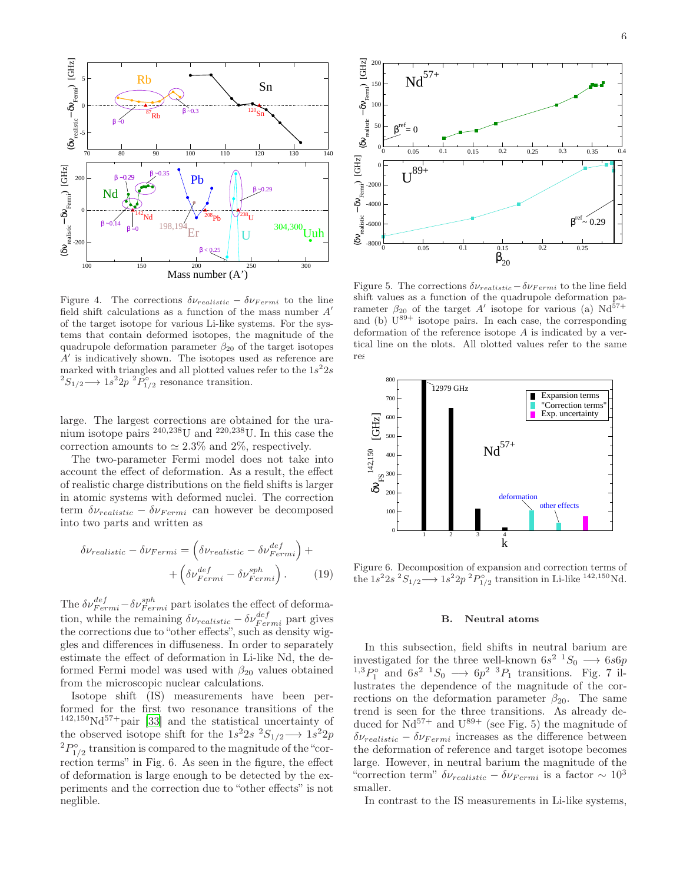Figure 4. The corrections $\delta\nu_{realistic} - \delta\nu_{Fermi}$ to the line field shift calculations as a function of the mass number $A'$ of the target isotope for various Li-like systems. For the systems that contain deformed isotopes, the magnitude of the quadrupole deformation parameter $\beta_{20}$ of the target isotopes $A'$ is indicatively shown. The isotopes used as reference are marked with triangles and all plotted values refer to the $1s^22s\ ^2S_{1/2} \longrightarrow 1s^22p\ ^2P^\circ_{1/2}$ resonance transition.

large. The largest corrections are obtained for the uranium isotope pairs $^{240,238}$U and $^{220,238}$U. In this case the correction amounts to $\simeq 2.3\%$ and 2%, respectively.

The two-parameter Fermi model does not take into account the effect of deformation. As a result, the effect of realistic charge distributions on the field shifts is larger in atomic systems with deformed nuclei. The correction term $\delta\nu_{realistic} - \delta\nu_{Fermi}$ can however be decomposed into two parts and written as

$$\delta\nu_{realistic} - \delta\nu_{Fermi} = \left(\delta\nu_{realistic} - \delta\nu^{def}_{Fermi}\right) + \left(\delta\nu^{def}_{Fermi} - \delta\nu^{sph}_{Fermi}\right). \qquad (19)$$

The $\delta\nu^{def}_{Fermi} - \delta\nu^{sph}_{Fermi}$ part isolates the effect of deformation, while the remaining $\delta\nu_{realistic} - \delta\nu^{def}_{Fermi}$ part gives the corrections due to "other effects", such as density wiggles and differences in diffuseness. In order to separately estimate the effect of deformation in Li-like Nd, the deformed Fermi model was used with $\beta_{20}$ values obtained from the microscopic nuclear calculations.

Isotope shift (IS) measurements have been performed for the first two resonance transitions of the $^{142,150}$Nd$^{57+}$pair [33] and the statistical uncertainty of the observed isotope shift for the $1s^22s\ ^2S_{1/2} \longrightarrow 1s^22p\ ^2P^\circ_{1/2}$ transition is compared to the magnitude of the "correction terms" in Fig. 6. As seen in the figure, the effect of deformation is large enough to be detected by the experiments and the correction due to "other effects" is not neglible.

Figure 5. The corrections $\delta\nu_{realistic} - \delta\nu_{Fermi}$ to the line field shift values as a function of the quadrupole deformation parameter $\beta_{20}$ of the target $A'$ isotope for various (a) Nd$^{57+}$ and (b) U$^{89+}$ isotope pairs. In each case, the corresponding deformation of the reference isotope $A$ is indicated by a vertical line on the plots. All plotted values refer to the same res

Figure 6. Decomposition of expansion and correction terms of the $1s^22s\ ^2S_{1/2} \longrightarrow 1s^22p\ ^2P^\circ_{1/2}$ transition in Li-like $^{142,150}$Nd.

## B. Neutral atoms

In this subsection, field shifts in neutral barium are investigated for the three well-known $6s^2\ ^1S_0 \longrightarrow 6s6p\ ^{1,3}P^\circ_1$ and $6s^2\ ^1S_0 \longrightarrow 6p^2\ ^3P_1$ transitions. Fig. 7 illustrates the dependence of the magnitude of the corrections on the deformation parameter $\beta_{20}$. The same trend is seen for the three transitions. As already deduced for Nd$^{57+}$ and U$^{89+}$ (see Fig. 5) the magnitude of $\delta\nu_{realistic} - \delta\nu_{Fermi}$ increases as the difference between the deformation of reference and target isotope becomes large. However, in neutral barium the magnitude of the "correction term" $\delta\nu_{realistic} - \delta\nu_{Fermi}$ is a factor $\sim 10^3$ smaller.

In contrast to the IS measurements in Li-like systems,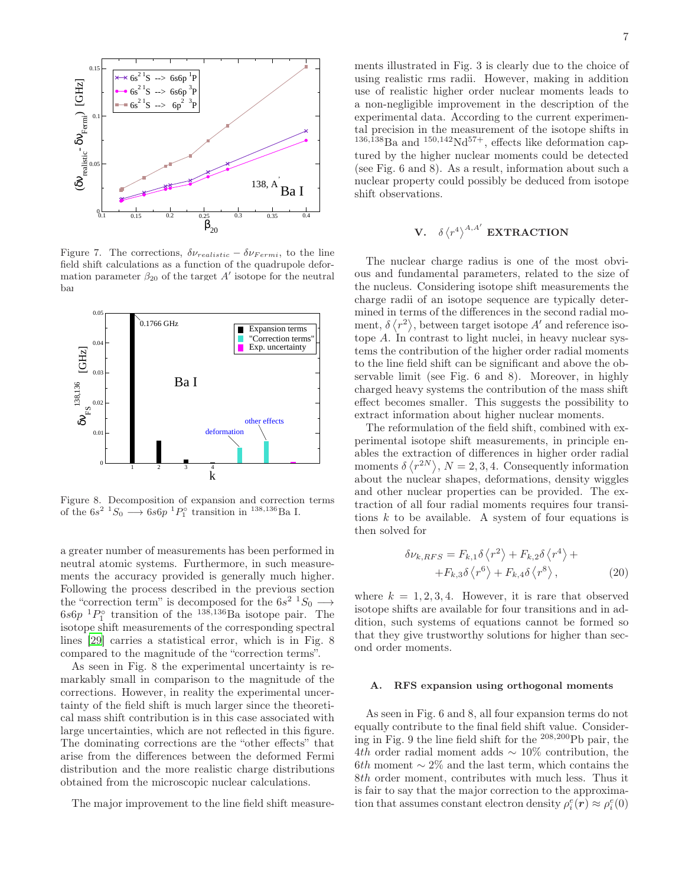Figure 7. The corrections, $\delta\nu_{realistic} - \delta\nu_{Fermi}$, to the line field shift calculations as a function of the quadrupole deformation parameter $\beta_{20}$ of the target $A'$ isotope for the neutral ba

Figure 8. Decomposition of expansion and correction terms of the $6s^2\ {}^1S_0 \longrightarrow 6s6p\ {}^1P_1^{\circ}$ transition in ${}^{138,136}$Ba I.

a greater number of measurements has been performed in neutral atomic systems. Furthermore, in such measurements the accuracy provided is generally much higher. Following the process described in the previous section the "correction term" is decomposed for the $6s^2\ {}^1S_0 \longrightarrow 6s6p\ {}^1P_1^{\circ}$ transition of the ${}^{138,136}$Ba isotope pair. The isotope shift measurements of the corresponding spectral lines [29] carries a statistical error, which is in Fig. 8 compared to the magnitude of the "correction terms".

As seen in Fig. 8 the experimental uncertainty is remarkably small in comparison to the magnitude of the corrections. However, in reality the experimental uncertainty of the field shift is much larger since the theoretical mass shift contribution is in this case associated with large uncertainties, which are not reflected in this figure. The dominating corrections are the "other effects" that arise from the differences between the deformed Fermi distribution and the more realistic charge distributions obtained from the microscopic nuclear calculations.

The major improvement to the line field shift measurements illustrated in Fig. 3 is clearly due to the choice of using realistic rms radii. However, making in addition use of realistic higher order nuclear moments leads to a non-negligible improvement in the description of the experimental data. According to the current experimental precision in the measurement of the isotope shifts in ${}^{136,138}$Ba and ${}^{150,142}$Nd${}^{57+}$, effects like deformation captured by the higher nuclear moments could be detected (see Fig. 6 and 8). As a result, information about such a nuclear property could possibly be deduced from isotope shift observations.

## V. $\delta\langle r^4\rangle^{A,A'}$ EXTRACTION

The nuclear charge radius is one of the most obvious and fundamental parameters, related to the size of the nucleus. Considering isotope shift measurements the charge radii of an isotope sequence are typically determined in terms of the differences in the second radial moment, $\delta\langle r^2\rangle$, between target isotope $A'$ and reference isotope $A$. In contrast to light nuclei, in heavy nuclear systems the contribution of the higher order radial moments to the line field shift can be significant and above the observable limit (see Fig. 6 and 8). Moreover, in highly charged heavy systems the contribution of the mass shift effect becomes smaller. This suggests the possibility to extract information about higher nuclear moments.

The reformulation of the field shift, combined with experimental isotope shift measurements, in principle enables the extraction of differences in higher order radial moments $\delta\langle r^{2N}\rangle$, $N = 2, 3, 4$. Consequently information about the nuclear shapes, deformations, density wiggles and other nuclear properties can be provided. The extraction of all four radial moments requires four transitions $k$ to be available. A system of four equations is then solved for

$$\delta\nu_{k,RFS} = F_{k,1}\delta\langle r^2\rangle + F_{k,2}\delta\langle r^4\rangle + +F_{k,3}\delta\langle r^6\rangle + F_{k,4}\delta\langle r^8\rangle, \tag{20}$$

where $k = 1, 2, 3, 4$. However, it is rare that observed isotope shifts are available for four transitions and in addition, such systems of equations cannot be formed so that they give trustworthy solutions for higher than second order moments.

### A. RFS expansion using orthogonal moments

As seen in Fig. 6 and 8, all four expansion terms do not equally contribute to the final field shift value. Considering in Fig. 9 the line field shift for the ${}^{208,200}$Pb pair, the $4th$ order radial moment adds $\sim 10\%$ contribution, the $6th$ moment $\sim 2\%$ and the last term, which contains the $8th$ order moment, contributes with much less. Thus it is fair to say that the major correction to the approximation that assumes constant electron density $\rho_i^e(\boldsymbol{r}) \approx \rho_i^e(0)$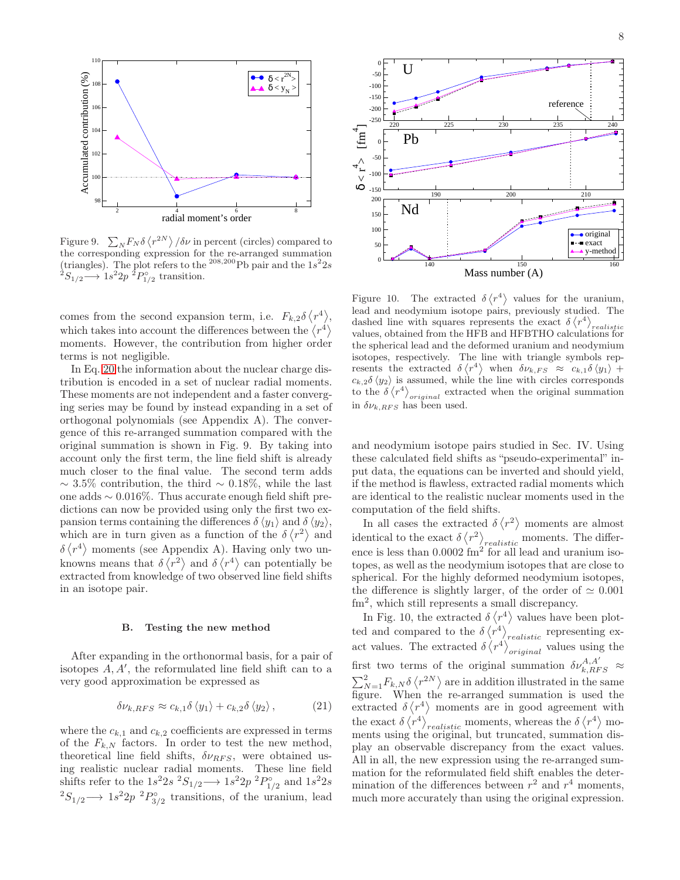Figure 9. $\sum_N F_N \delta \langle r^{2N} \rangle / \delta\nu$ in percent (circles) compared to the corresponding expression for the re-arranged summation (triangles). The plot refers to the $^{208,200}$Pb pair and the $1s^22s\ ^2S_{1/2} \longrightarrow 1s^22p\ ^2P^\circ_{1/2}$ transition.

comes from the second expansion term, i.e. $F_{k,2}\delta\langle r^4\rangle$, which takes into account the differences between the $\langle r^4\rangle$ moments. However, the contribution from higher order terms is not negligible.

In Eq. 20 the information about the nuclear charge distribution is encoded in a set of nuclear radial moments. These moments are not independent and a faster converging series may be found by instead expanding in a set of orthogonal polynomials (see Appendix A). The convergence of this re-arranged summation compared with the original summation is shown in Fig. 9. By taking into account only the first term, the line field shift is already much closer to the final value. The second term adds $\sim 3.5\%$ contribution, the third $\sim 0.18\%$, while the last one adds $\sim 0.016\%$. Thus accurate enough field shift predictions can now be provided using only the first two expansion terms containing the differences $\delta\langle y_1\rangle$ and $\delta\langle y_2\rangle$, which are in turn given as a function of the $\delta\langle r^2\rangle$ and $\delta\langle r^4\rangle$ moments (see Appendix A). Having only two unknowns means that $\delta\langle r^2\rangle$ and $\delta\langle r^4\rangle$ can potentially be extracted from knowledge of two observed line field shifts in an isotope pair.

### B. Testing the new method

After expanding in the orthonormal basis, for a pair of isotopes $A, A'$, the reformulated line field shift can to a very good approximation be expressed as

$$\delta\nu_{k,RFS} \approx c_{k,1}\delta\langle y_1\rangle + c_{k,2}\delta\langle y_2\rangle, \tag{21}$$

where the $c_{k,1}$ and $c_{k,2}$ coefficients are expressed in terms of the $F_{k,N}$ factors. In order to test the new method, theoretical line field shifts, $\delta\nu_{RFS}$, were obtained using realistic nuclear radial moments. These line field shifts refer to the $1s^22s\ ^2S_{1/2} \longrightarrow 1s^22p\ ^2P^\circ_{1/2}$ and $1s^22s\ ^2S_{1/2} \longrightarrow 1s^22p\ ^2P^\circ_{3/2}$ transitions, of the uranium, lead and neodymium isotope pairs studied in Sec. IV. Using these calculated field shifts as "pseudo-experimental" input data, the equations can be inverted and should yield, if the method is flawless, extracted radial moments which are identical to the realistic nuclear moments used in the computation of the field shifts.

Figure 10. The extracted $\delta\langle r^4\rangle$ values for the uranium, lead and neodymium isotope pairs, previously studied. The dashed line with squares represents the exact $\delta\langle r^4\rangle_{realistic}$ values, obtained from the HFB and HFBTHO calculations for the spherical lead and the deformed uranium and neodymium isotopes, respectively. The line with triangle symbols represents the extracted $\delta\langle r^4\rangle$ when $\delta\nu_{k,FS} \approx c_{k,1}\delta\langle y_1\rangle + c_{k,2}\delta\langle y_2\rangle$ is assumed, while the line with circles corresponds to the $\delta\langle r^4\rangle_{original}$ extracted when the original summation in $\delta\nu_{k,RFS}$ has been used.

In all cases the extracted $\delta\langle r^2\rangle$ moments are almost identical to the exact $\delta\langle r^2\rangle_{realistic}$ moments. The difference is less than 0.0002 fm$^2$ for all lead and uranium isotopes, as well as the neodymium isotopes that are close to spherical. For the highly deformed neodymium isotopes, the difference is slightly larger, of the order of $\simeq 0.001$ fm$^2$, which still represents a small discrepancy.

In Fig. 10, the extracted $\delta\langle r^4\rangle$ values have been plotted and compared to the $\delta\langle r^4\rangle_{realistic}$ representing exact values. The extracted $\delta\langle r^4\rangle_{original}$ values using the first two terms of the original summation $\delta\nu^{A,A'}_{k,RFS} \approx \sum_{N=1}^{2} F_{k,N}\delta\langle r^{2N}\rangle$ are in addition illustrated in the same figure. When the re-arranged summation is used the extracted $\delta\langle r^4\rangle$ moments are in good agreement with the exact $\delta\langle r^4\rangle_{realistic}$ moments, whereas the $\delta\langle r^4\rangle$ moments using the original, but truncated, summation display an observable discrepancy from the exact values. All in all, the new expression using the re-arranged summation for the reformulated field shift enables the determination of the differences between $r^2$ and $r^4$ moments, much more accurately than using the original expression.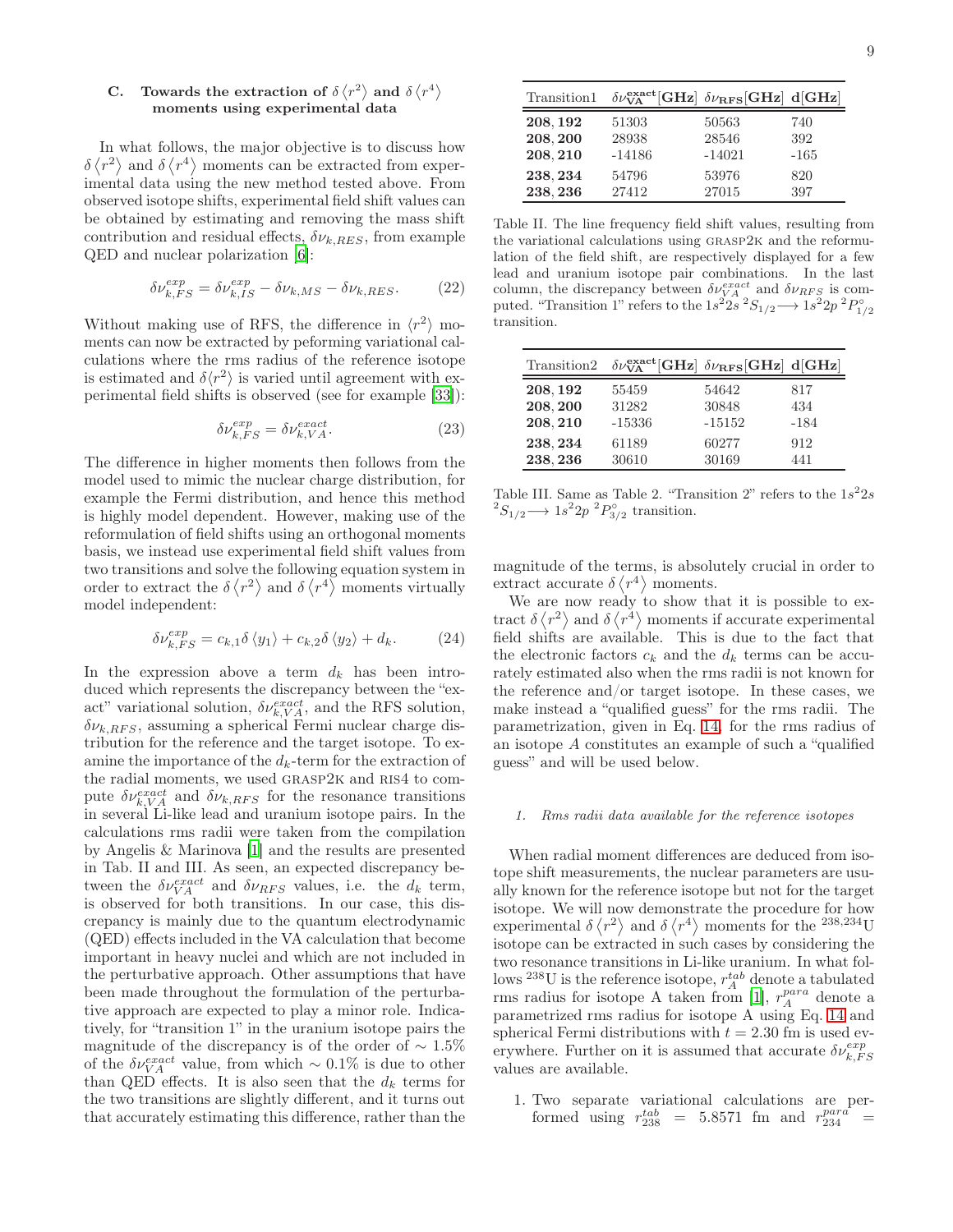### C. Towards the extraction of $\delta\langle r^2\rangle$ and $\delta\langle r^4\rangle$ moments using experimental data

In what follows, the major objective is to discuss how $\delta\langle r^2\rangle$ and $\delta\langle r^4\rangle$ moments can be extracted from experimental data using the new method tested above. From observed isotope shifts, experimental field shift values can be obtained by estimating and removing the mass shift contribution and residual effects, $\delta\nu_{k,RES}$, from example QED and nuclear polarization [6]:

$$\delta\nu_{k,FS}^{exp} = \delta\nu_{k,IS}^{exp} - \delta\nu_{k,MS} - \delta\nu_{k,RES}. \tag{22}$$

Without making use of RFS, the difference in $\langle r^2\rangle$ moments can now be extracted by peforming variational calculations where the rms radius of the reference isotope is estimated and $\delta\langle r^2\rangle$ is varied until agreement with experimental field shifts is observed (see for example [33]):

$$\delta\nu_{k,FS}^{exp} = \delta\nu_{k,VA}^{exact}. \tag{23}$$

The difference in higher moments then follows from the model used to mimic the nuclear charge distribution, for example the Fermi distribution, and hence this method is highly model dependent. However, making use of the reformulation of field shifts using an orthogonal moments basis, we instead use experimental field shift values from two transitions and solve the following equation system in order to extract the $\delta\langle r^2\rangle$ and $\delta\langle r^4\rangle$ moments virtually model independent:

$$\delta\nu_{k,FS}^{exp} = c_{k,1}\delta\langle y_1\rangle + c_{k,2}\delta\langle y_2\rangle + d_k. \tag{24}$$

In the expression above a term $d_k$ has been introduced which represents the discrepancy between the "exact" variational solution, $\delta\nu_{k,VA}^{exact}$, and the RFS solution, $\delta\nu_{k,RFS}$, assuming a spherical Fermi nuclear charge distribution for the reference and the target isotope. To examine the importance of the $d_k$-term for the extraction of the radial moments, we used GRASP2K and RIS4 to compute $\delta\nu_{k,VA}^{exact}$ and $\delta\nu_{k,RFS}$ for the resonance transitions in several Li-like lead and uranium isotope pairs. In the calculations rms radii were taken from the compilation by Angelis & Marinova [1] and the results are presented in Tab. II and III. As seen, an expected discrepancy between the $\delta\nu_{VA}^{exact}$ and $\delta\nu_{RFS}$ values, i.e. the $d_k$ term, is observed for both transitions. In our case, this discrepancy is mainly due to the quantum electrodynamic (QED) effects included in the VA calculation that become important in heavy nuclei and which are not included in the perturbative approach. Other assumptions that have been made throughout the formulation of the perturbative approach are expected to play a minor role. Indicatively, for "transition 1" in the uranium isotope pairs the magnitude of the discrepancy is of the order of $\sim 1.5\%$ of the $\delta\nu_{VA}^{exact}$ value, from which $\sim 0.1\%$ is due to other than QED effects. It is also seen that the $d_k$ terms for the two transitions are slightly different, and it turns out that accurately estimating this difference, rather than the magnitude of the terms, is absolutely crucial in order to extract accurate $\delta\langle r^4\rangle$ moments.

| Transition1 | $\delta\nu_{\mathbf{VA}}^{\mathbf{exact}}$[GHz] | $\delta\nu_{\mathbf{RFS}}$[GHz] | d[GHz] |
|---|---|---|---|
| **208, 192** | 51303 | 50563 | 740 |
| **208, 200** | 28938 | 28546 | 392 |
| **208, 210** | -14186 | -14021 | -165 |
| **238, 234** | 54796 | 53976 | 820 |
| **238, 236** | 27412 | 27015 | 397 |

Table II. The line frequency field shift values, resulting from the variational calculations using GRASP2K and the reformulation of the field shift, are respectively displayed for a few lead and uranium isotope pair combinations. In the last column, the discrepancy between $\delta\nu_{VA}^{exact}$ and $\delta\nu_{RFS}$ is computed. "Transition 1" refers to the $1s^22s\ ^2S_{1/2} \longrightarrow 1s^22p\ ^2P^\circ_{1/2}$ transition.

| Transition2 | $\delta\nu_{\mathbf{VA}}^{\mathbf{exact}}$[GHz] | $\delta\nu_{\mathbf{RFS}}$[GHz] | d[GHz] |
|---|---|---|---|
| **208, 192** | 55459 | 54642 | 817 |
| **208, 200** | 31282 | 30848 | 434 |
| **208, 210** | -15336 | -15152 | -184 |
| **238, 234** | 61189 | 60277 | 912 |
| **238, 236** | 30610 | 30169 | 441 |

Table III. Same as Table 2. "Transition 2" refers to the $1s^22s\ ^2S_{1/2} \longrightarrow 1s^22p\ ^2P^\circ_{3/2}$ transition.

We are now ready to show that it is possible to extract $\delta\langle r^2\rangle$ and $\delta\langle r^4\rangle$ moments if accurate experimental field shifts are available. This is due to the fact that the electronic factors $c_k$ and the $d_k$ terms can be accurately estimated also when the rms radii is not known for the reference and/or target isotope. In these cases, we make instead a "qualified guess" for the rms radii. The parametrization, given in Eq. 14, for the rms radius of an isotope $A$ constitutes an example of such a "qualified guess" and will be used below.

#### 1. Rms radii data available for the reference isotopes

When radial moment differences are deduced from isotope shift measurements, the nuclear parameters are usually known for the reference isotope but not for the target isotope. We will now demonstrate the procedure for how experimental $\delta\langle r^2\rangle$ and $\delta\langle r^4\rangle$ moments for the $^{238,234}$U isotope can be extracted in such cases by considering the two resonance transitions in Li-like uranium. In what follows $^{238}$U is the reference isotope, $r_A^{tab}$ denote a tabulated rms radius for isotope A taken from [1], $r_A^{para}$ denote a parametrized rms radius for isotope A using Eq. 14 and spherical Fermi distributions with $t = 2.30$ fm is used everywhere. Further on it is assumed that accurate $\delta\nu_{k,FS}^{exp}$ values are available.

1. Two separate variational calculations are performed using $r_{238}^{tab} = 5.8571$ fm and $r_{234}^{para} =$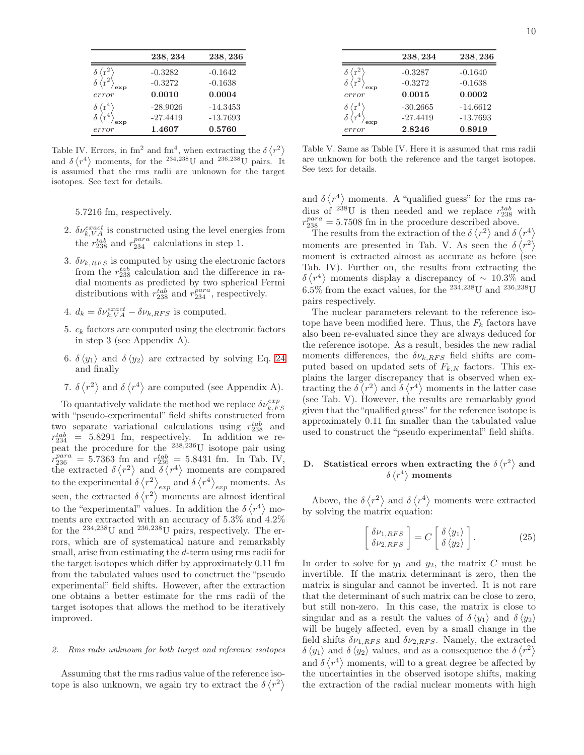|  | **238, 234** | **238, 236** |
|---|---|---|
| $\delta\langle r^2\rangle$ | -0.3282 | -0.1642 |
| $\delta\langle r^2\rangle_{exp}$ | -0.3272 | -0.1638 |
| *error* | **0.0010** | **0.0004** |
| $\delta\langle r^4\rangle$ | -28.9026 | -14.3453 |
| $\delta\langle r^4\rangle_{exp}$ | -27.4419 | -13.7693 |
| *error* | **1.4607** | **0.5760** |

Table IV. Errors, in fm$^2$ and fm$^4$, when extracting the $\delta\langle r^2\rangle$ and $\delta\langle r^4\rangle$ moments, for the $^{234,238}$U and $^{236,238}$U pairs. It is assumed that the rms radii are unknown for the target isotopes. See text for details.

5.7216 fm, respectively.

2. $\delta\nu^{exact}_{k,VA}$ is constructed using the level energies from the $r^{tab}_{238}$ and $r^{para}_{234}$ calculations in step 1.
3. $\delta\nu_{k,RFS}$ is computed by using the electronic factors from the $r^{tab}_{238}$ calculation and the difference in radial moments as predicted by two spherical Fermi distributions with $r^{tab}_{238}$ and $r^{para}_{234}$, respectively.
4. $d_k = \delta\nu^{exact}_{k,VA} - \delta\nu_{k,RFS}$ is computed.
5. $c_k$ factors are computed using the electronic factors in step 3 (see Appendix A).
6. $\delta\langle y_1\rangle$ and $\delta\langle y_2\rangle$ are extracted by solving Eq. 24 and finally
7. $\delta\langle r^2\rangle$ and $\delta\langle r^4\rangle$ are computed (see Appendix A).

To quantatively validate the method we replace $\delta\nu^{exp}_{k,FS}$ with "pseudo-experimental" field shifts constructed from two separate variational calculations using $r^{tab}_{238}$ and $r^{tab}_{234} = 5.8291$ fm, respectively. In addition we repeat the procedure for the $^{238,236}$U isotope pair using $r^{para}_{236} = 5.7363$ fm and $r^{tab}_{236} = 5.8431$ fm. In Tab. IV, the extracted $\delta\langle r^2\rangle$ and $\delta\langle r^4\rangle$ moments are compared to the experimental $\delta\langle r^2\rangle_{exp}$ and $\delta\langle r^4\rangle_{exp}$ moments. As seen, the extracted $\delta\langle r^2\rangle$ moments are almost identical to the "experimental" values. In addition the $\delta\langle r^4\rangle$ moments are extracted with an accuracy of 5.3% and 4.2% for the $^{234,238}$U and $^{236,238}$U pairs, respectively. The errors, which are of systematical nature and remarkably small, arise from estimating the $d$-term using rms radii for the target isotopes which differ by approximately 0.11 fm from the tabulated values used to conctruct the "pseudo experimental" field shifts. However, after the extraction one obtains a better estimate for the rms radii of the target isotopes that allows the method to be iteratively improved.

#### 2. Rms radii unknown for both target and reference isotopes

Assuming that the rms radius value of the reference isotope is also unknown, we again try to extract the $\delta\langle r^2\rangle$ and $\delta\langle r^4\rangle$ moments. A "qualified guess" for the rms radius of $^{238}$U is then needed and we replace $r^{tab}_{238}$ with $r^{para}_{238} = 5.7508$ fm in the procedure described above.

|  | **238, 234** | **238, 236** |
|---|---|---|
| $\delta\langle r^2\rangle$ | -0.3287 | -0.1640 |
| $\delta\langle r^2\rangle_{exp}$ | -0.3272 | -0.1638 |
| *error* | **0.0015** | **0.0002** |
| $\delta\langle r^4\rangle$ | -30.2665 | -14.6612 |
| $\delta\langle r^4\rangle_{exp}$ | -27.4419 | -13.7693 |
| *error* | **2.8246** | **0.8919** |

Table V. Same as Table IV. Here it is assumed that rms radii are unknown for both the reference and the target isotopes. See text for details.

The results from the extraction of the $\delta\langle r^2\rangle$ and $\delta\langle r^4\rangle$ moments are presented in Tab. V. As seen the $\delta\langle r^2\rangle$ moment is extracted almost as accurate as before (see Tab. IV). Further on, the results from extracting the $\delta\langle r^4\rangle$ moments display a discrepancy of $\sim$ 10.3% and 6.5% from the exact values, for the $^{234,238}$U and $^{236,238}$U pairs respectively.

The nuclear parameters relevant to the reference isotope have been modified here. Thus, the $F_k$ factors have also been re-evaluated since they are always deduced for the reference isotope. As a result, besides the new radial moments differences, the $\delta\nu_{k,RFS}$ field shifts are computed based on updated sets of $F_{k,N}$ factors. This explains the larger discrepancy that is observed when extracting the $\delta\langle r^2\rangle$ and $\delta\langle r^4\rangle$ moments in the latter case (see Tab. V). However, the results are remarkably good given that the "qualified guess" for the reference isotope is approximately 0.11 fm smaller than the tabulated value used to construct the "pseudo experimental" field shifts.

### D. Statistical errors when extracting the $\delta\langle r^2\rangle$ and $\delta\langle r^4\rangle$ moments

Above, the $\delta\langle r^2\rangle$ and $\delta\langle r^4\rangle$ moments were extracted by solving the matrix equation:

$$\begin{bmatrix} \delta\nu_{1,RFS} \\ \delta\nu_{2,RFS} \end{bmatrix} = C \begin{bmatrix} \delta\langle y_1\rangle \\ \delta\langle y_2\rangle \end{bmatrix}. \tag{25}$$

In order to solve for $y_1$ and $y_2$, the matrix $C$ must be invertible. If the matrix determinant is zero, then the matrix is singular and cannot be inverted. It is not rare that the determinant of such matrix can be close to zero, but still non-zero. In this case, the matrix is close to singular and as a result the values of $\delta\langle y_1\rangle$ and $\delta\langle y_2\rangle$ will be hugely affected, even by a small change in the field shifts $\delta\nu_{1,RFS}$ and $\delta\nu_{2,RFS}$. Namely, the extracted $\delta\langle y_1\rangle$ and $\delta\langle y_2\rangle$ values, and as a consequence the $\delta\langle r^2\rangle$ and $\delta\langle r^4\rangle$ moments, will to a great degree be affected by the uncertainties in the observed isotope shifts, making the extraction of the radial nuclear moments with high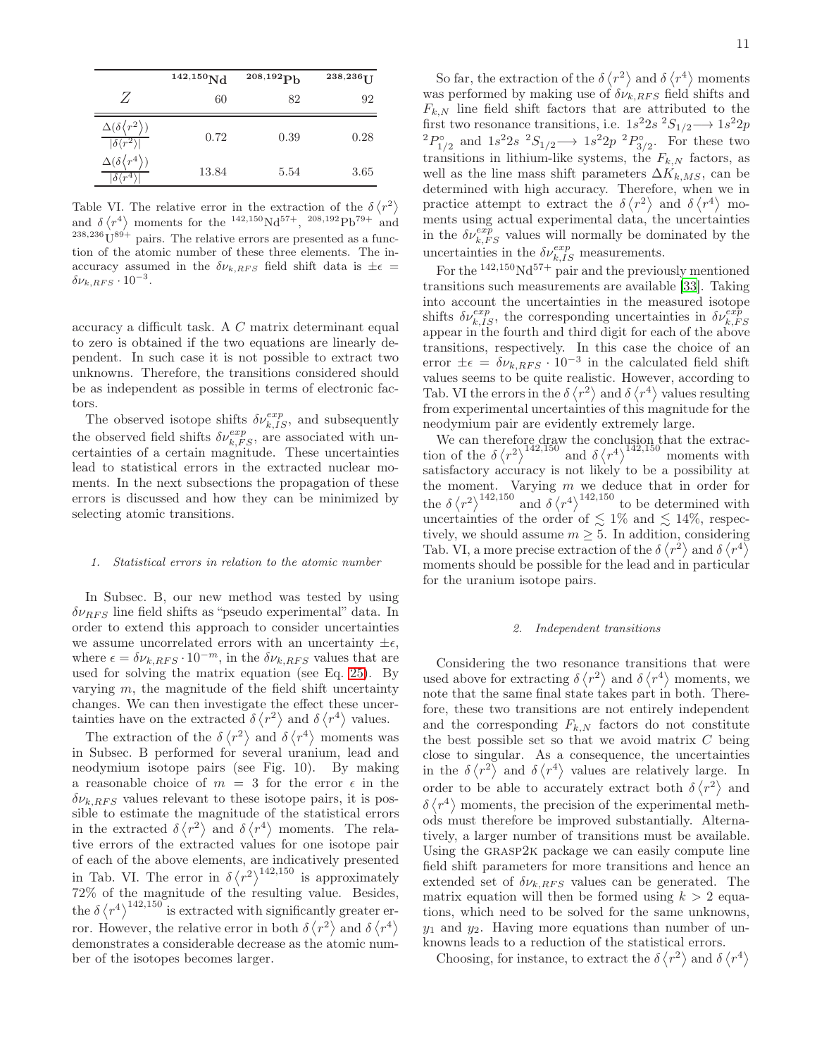| | $^{142,150}$Nd | $^{208,192}$Pb | $^{238,236}$U |
|---|---|---|---|
| $Z$ | 60 | 82 | 92 |
| $\frac{\Delta(\delta\langle r^2\rangle)}{\lvert\delta\langle r^2\rangle\rvert}$ | 0.72 | 0.39 | 0.28 |
| $\frac{\Delta(\delta\langle r^4\rangle)}{\lvert\delta\langle r^4\rangle\rvert}$ | 13.84 | 5.54 | 3.65 |

Table VI. The relative error in the extraction of the $\delta\langle r^2\rangle$ and $\delta\langle r^4\rangle$ moments for the $^{142,150}$Nd$^{57+}$, $^{208,192}$Pb$^{79+}$ and $^{238,236}$U$^{89+}$ pairs. The relative errors are presented as a function of the atomic number of these three elements. The inaccuracy assumed in the $\delta\nu_{k,RFS}$ field shift data is $\pm\epsilon = \delta\nu_{k,RFS} \cdot 10^{-3}$.

accuracy a difficult task. A $C$ matrix determinant equal to zero is obtained if the two equations are linearly dependent. In such case it is not possible to extract two unknowns. Therefore, the transitions considered should be as independent as possible in terms of electronic factors.

The observed isotope shifts $\delta\nu^{exp}_{k,IS}$, and subsequently the observed field shifts $\delta\nu^{exp}_{k,FS}$, are associated with uncertainties of a certain magnitude. These uncertainties lead to statistical errors in the extracted nuclear moments. In the next subsections the propagation of these errors is discussed and how they can be minimized by selecting atomic transitions.

#### 1. Statistical errors in relation to the atomic number

In Subsec. B, our new method was tested by using $\delta\nu_{RFS}$ line field shifts as "pseudo experimental" data. In order to extend this approach to consider uncertainties we assume uncorrelated errors with an uncertainty $\pm\epsilon$, where $\epsilon = \delta\nu_{k,RFS} \cdot 10^{-m}$, in the $\delta\nu_{k,RFS}$ values that are used for solving the matrix equation (see Eq. [25]). By varying $m$, the magnitude of the field shift uncertainty changes. We can then investigate the effect these uncertainties have on the extracted $\delta\langle r^2\rangle$ and $\delta\langle r^4\rangle$ values.

The extraction of the $\delta\langle r^2\rangle$ and $\delta\langle r^4\rangle$ moments was in Subsec. B performed for several uranium, lead and neodymium isotope pairs (see Fig. 10). By making a reasonable choice of $m = 3$ for the error $\epsilon$ in the $\delta\nu_{k,RFS}$ values relevant to these isotope pairs, it is possible to estimate the magnitude of the statistical errors in the extracted $\delta\langle r^2\rangle$ and $\delta\langle r^4\rangle$ moments. The relative errors of the extracted values for one isotope pair of each of the above elements, are indicatively presented in Tab. VI. The error in $\delta\langle r^2\rangle^{142,150}$ is approximately 72% of the magnitude of the resulting value. Besides, the $\delta\langle r^4\rangle^{142,150}$ is extracted with significantly greater error. However, the relative error in both $\delta\langle r^2\rangle$ and $\delta\langle r^4\rangle$ demonstrates a considerable decrease as the atomic number of the isotopes becomes larger.

So far, the extraction of the $\delta\langle r^2\rangle$ and $\delta\langle r^4\rangle$ moments was performed by making use of $\delta\nu_{k,RFS}$ field shifts and $F_{k,N}$ line field shift factors that are attributed to the first two resonance transitions, i.e. $1s^2 2s\ ^2S_{1/2} \longrightarrow 1s^2 2p\ ^2P^\circ_{1/2}$ and $1s^2 2s\ ^2S_{1/2} \longrightarrow 1s^2 2p\ ^2P^\circ_{3/2}$. For these two transitions in lithium-like systems, the $F_{k,N}$ factors, as well as the line mass shift parameters $\Delta K_{k,MS}$, can be determined with high accuracy. Therefore, when we in practice attempt to extract the $\delta\langle r^2\rangle$ and $\delta\langle r^4\rangle$ moments using actual experimental data, the uncertainties in the $\delta\nu^{exp}_{k,FS}$ values will normally be dominated by the uncertainties in the $\delta\nu^{exp}_{k,IS}$ measurements.

For the $^{142,150}$Nd$^{57+}$ pair and the previously mentioned transitions such measurements are available [33]. Taking into account the uncertainties in the measured isotope shifts $\delta\nu^{exp}_{k,IS}$, the corresponding uncertainties in $\delta\nu^{exp}_{k,FS}$ appear in the fourth and third digit for each of the above transitions, respectively. In this case the choice of an error $\pm\epsilon = \delta\nu_{k,RFS} \cdot 10^{-3}$ in the calculated field shift values seems to be quite realistic. However, according to Tab. VI the errors in the $\delta\langle r^2\rangle$ and $\delta\langle r^4\rangle$ values resulting from experimental uncertainties of this magnitude for the neodymium pair are evidently extremely large.

We can therefore draw the conclusion that the extraction of the $\delta\langle r^2\rangle^{142,150}$ and $\delta\langle r^4\rangle^{142,150}$ moments with satisfactory accuracy is not likely to be a possibility at the moment. Varying $m$ we deduce that in order for the $\delta\langle r^2\rangle^{142,150}$ and $\delta\langle r^4\rangle^{142,150}$ to be determined with uncertainties of the order of $\lesssim 1\%$ and $\lesssim 14\%$, respectively, we should assume $m \geq 5$. In addition, considering Tab. VI, a more precise extraction of the $\delta\langle r^2\rangle$ and $\delta\langle r^4\rangle$ moments should be possible for the lead and in particular for the uranium isotope pairs.

#### 2. Independent transitions

Considering the two resonance transitions that were used above for extracting $\delta\langle r^2\rangle$ and $\delta\langle r^4\rangle$ moments, we note that the same final state takes part in both. Therefore, these two transitions are not entirely independent and the corresponding $F_{k,N}$ factors do not constitute the best possible set so that we avoid matrix $C$ being close to singular. As a consequence, the uncertainties in the $\delta\langle r^2\rangle$ and $\delta\langle r^4\rangle$ values are relatively large. In order to be able to accurately extract both $\delta\langle r^2\rangle$ and $\delta\langle r^4\rangle$ moments, the precision of the experimental methods must therefore be improved substantially. Alternatively, a larger number of transitions must be available. Using the GRASP2K package we can easily compute line field shift parameters for more transitions and hence an extended set of $\delta\nu_{k,RFS}$ values can be generated. The matrix equation will then be formed using $k > 2$ equations, which need to be solved for the same unknowns, $y_1$ and $y_2$. Having more equations than number of unknowns leads to a reduction of the statistical errors.

Choosing, for instance, to extract the $\delta\langle r^2\rangle$ and $\delta\langle r^4\rangle$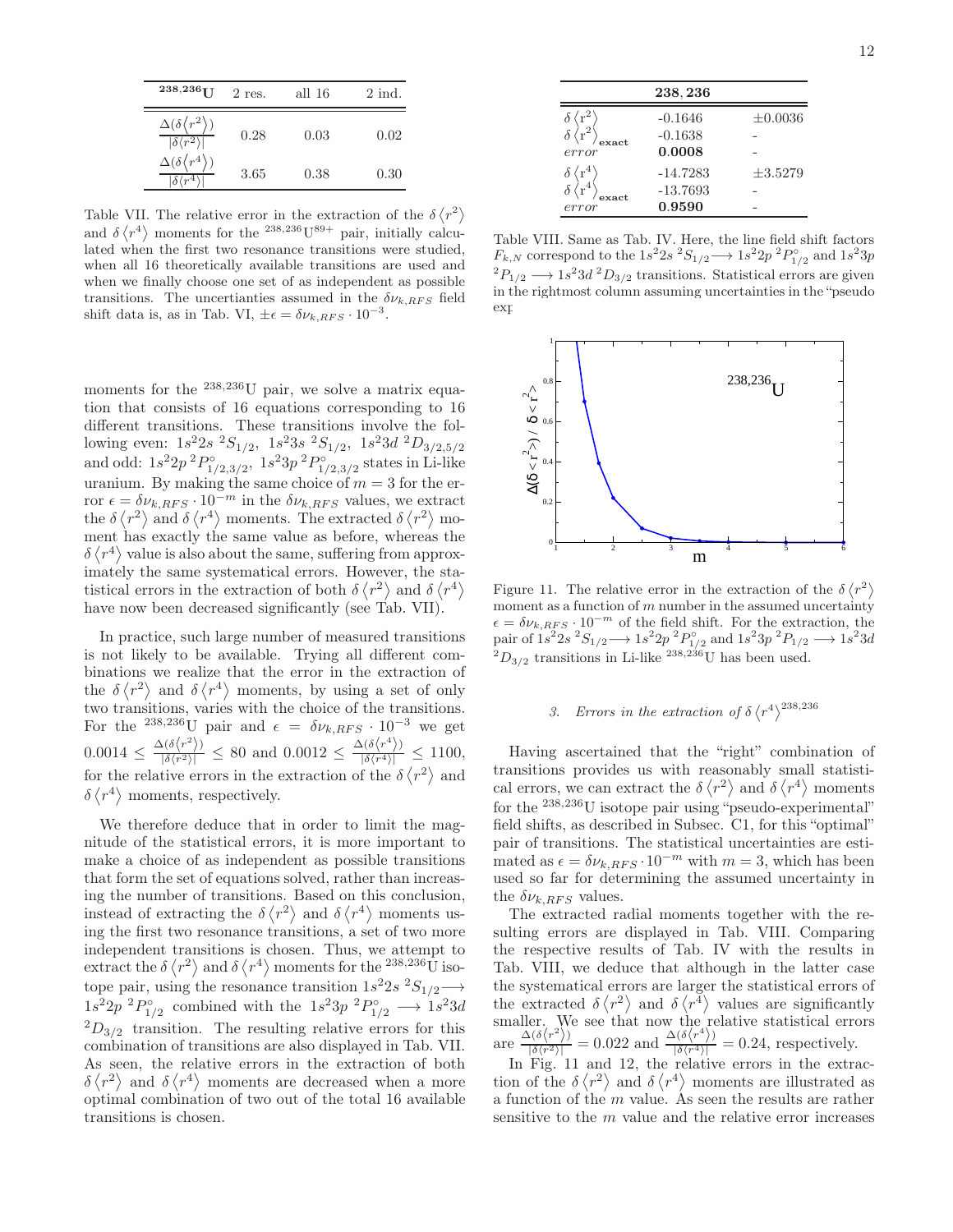| $^{238,236}$U | 2 res. | all 16 | 2 ind. |
|---|---|---|---|
| $\frac{\Delta(\delta\langle r^2\rangle)}{\lvert\delta\langle r^2\rangle\rvert}$ | 0.28 | 0.03 | 0.02 |
| $\frac{\Delta(\delta\langle r^4\rangle)}{\lvert\delta\langle r^4\rangle\rvert}$ | 3.65 | 0.38 | 0.30 |

Table VII. The relative error in the extraction of the $\delta\langle r^2\rangle$ and $\delta\langle r^4\rangle$ moments for the $^{238,236}U^{89+}$ pair, initially calculated when the first two resonance transitions were studied, when all 16 theoretically available transitions are used and when we finally choose one set of as independent as possible transitions. The uncertianties assumed in the $\delta\nu_{k,RFS}$ field shift data is, as in Tab. VI, $\pm\epsilon = \delta\nu_{k,RFS}\cdot 10^{-3}$.

moments for the $^{238,236}$U pair, we solve a matrix equation that consists of 16 equations corresponding to 16 different transitions. These transitions involve the following even: $1s^2 2s\ ^2S_{1/2}$, $1s^2 3s\ ^2S_{1/2}$, $1s^2 3d\ ^2D_{3/2,5/2}$ and odd: $1s^2 2p\ ^2P^{\circ}_{1/2,3/2}$, $1s^2 3p\ ^2P^{\circ}_{1/2,3/2}$ states in Li-like uranium. By making the same choice of $m = 3$ for the error $\epsilon = \delta\nu_{k,RFS}\cdot 10^{-m}$ in the $\delta\nu_{k,RFS}$ values, we extract the $\delta\langle r^2\rangle$ and $\delta\langle r^4\rangle$ moments. The extracted $\delta\langle r^2\rangle$ moment has exactly the same value as before, whereas the $\delta\langle r^4\rangle$ value is also about the same, suffering from approximately the same systematical errors. However, the statistical errors in the extraction of both $\delta\langle r^2\rangle$ and $\delta\langle r^4\rangle$ have now been decreased significantly (see Tab. VII).

In practice, such large number of measured transitions is not likely to be available. Trying all different combinations we realize that the error in the extraction of the $\delta\langle r^2\rangle$ and $\delta\langle r^4\rangle$ moments, by using a set of only two transitions, varies with the choice of the transitions. For the $^{238,236}$U pair and $\epsilon = \delta\nu_{k,RFS}\cdot 10^{-3}$ we get $0.0014 \leq \frac{\Delta(\delta\langle r^2\rangle)}{\lvert\delta\langle r^2\rangle\rvert} \leq 80$ and $0.0012 \leq \frac{\Delta(\delta\langle r^4\rangle)}{\lvert\delta\langle r^4\rangle\rvert} \leq 1100$, for the relative errors in the extraction of the $\delta\langle r^2\rangle$ and $\delta\langle r^4\rangle$ moments, respectively.

We therefore deduce that in order to limit the magnitude of the statistical errors, it is more important to make a choice of as independent as possible transitions that form the set of equations solved, rather than increasing the number of transitions. Based on this conclusion, instead of extracting the $\delta\langle r^2\rangle$ and $\delta\langle r^4\rangle$ moments using the first two resonance transitions, a set of two more independent transitions is chosen. Thus, we attempt to extract the $\delta\langle r^2\rangle$ and $\delta\langle r^4\rangle$ moments for the $^{238,236}$U isotope pair, using the resonance transition $1s^2 2s\ ^2S_{1/2}\longrightarrow 1s^2 2p\ ^2P^{\circ}_{1/2}$ combined with the $1s^2 3p\ ^2P^{\circ}_{1/2}\longrightarrow 1s^2 3d\ ^2D_{3/2}$ transition. The resulting relative errors for this combination of transitions are also displayed in Tab. VII. As seen, the relative errors in the extraction of both $\delta\langle r^2\rangle$ and $\delta\langle r^4\rangle$ moments are decreased when a more optimal combination of two out of the total 16 available transitions is chosen.

| | 238, 236 | |
|---|---|---|
| $\delta\langle r^2\rangle$ | -0.1646 | $\pm$0.0036 |
| $\delta\langle r^2\rangle_{\mathbf{exact}}$ | -0.1638 | - |
| *error* | **0.0008** | - |
| $\delta\langle r^4\rangle$ | -14.7283 | $\pm$3.5279 |
| $\delta\langle r^4\rangle_{\mathbf{exact}}$ | -13.7693 | - |
| *error* | **0.9590** | - |

Table VIII. Same as Tab. IV. Here, the line field shift factors $F_{k,N}$ correspond to the $1s^2 2s\ ^2S_{1/2}\longrightarrow 1s^2 2p\ ^2P^{\circ}_{1/2}$ and $1s^2 3p\ ^2P_{1/2}\longrightarrow 1s^2 3d\ ^2D_{3/2}$ transitions. Statistical errors are given in the rightmost column assuming uncertainties in the "pseudo exp

Figure 11. The relative error in the extraction of the $\delta\langle r^2\rangle$ moment as a function of $m$ number in the assumed uncertainty $\epsilon = \delta\nu_{k,RFS}\cdot 10^{-m}$ of the field shift. For the extraction, the pair of $1s^2 2s\ ^2S_{1/2}\longrightarrow 1s^2 2p\ ^2P^{\circ}_{1/2}$ and $1s^2 3p\ ^2P_{1/2}\longrightarrow 1s^2 3d\ ^2D_{3/2}$ transitions in Li-like $^{238,236}$U has been used.

### 3. Errors in the extraction of $\delta\langle r^4\rangle^{238,236}$

Having ascertained that the "right" combination of transitions provides us with reasonably small statistical errors, we can extract the $\delta\langle r^2\rangle$ and $\delta\langle r^4\rangle$ moments for the $^{238,236}$U isotope pair using "pseudo-experimental" field shifts, as described in Subsec. C1, for this "optimal" pair of transitions. The statistical uncertainties are estimated as $\epsilon = \delta\nu_{k,RFS}\cdot 10^{-m}$ with $m = 3$, which has been used so far for determining the assumed uncertainty in the $\delta\nu_{k,RFS}$ values.

The extracted radial moments together with the resulting errors are displayed in Tab. VIII. Comparing the respective results of Tab. IV with the results in Tab. VIII, we deduce that although in the latter case the systematical errors are larger the statistical errors of the extracted $\delta\langle r^2\rangle$ and $\delta\langle r^4\rangle$ values are significantly smaller. We see that now the relative statistical errors are $\frac{\Delta(\delta\langle r^2\rangle)}{\lvert\delta\langle r^2\rangle\rvert} = 0.022$ and $\frac{\Delta(\delta\langle r^4\rangle)}{\lvert\delta\langle r^4\rangle\rvert} = 0.24$, respectively.

In Fig. 11 and 12, the relative errors in the extraction of the $\delta\langle r^2\rangle$ and $\delta\langle r^4\rangle$ moments are illustrated as a function of the $m$ value. As seen the results are rather sensitive to the $m$ value and the relative error increases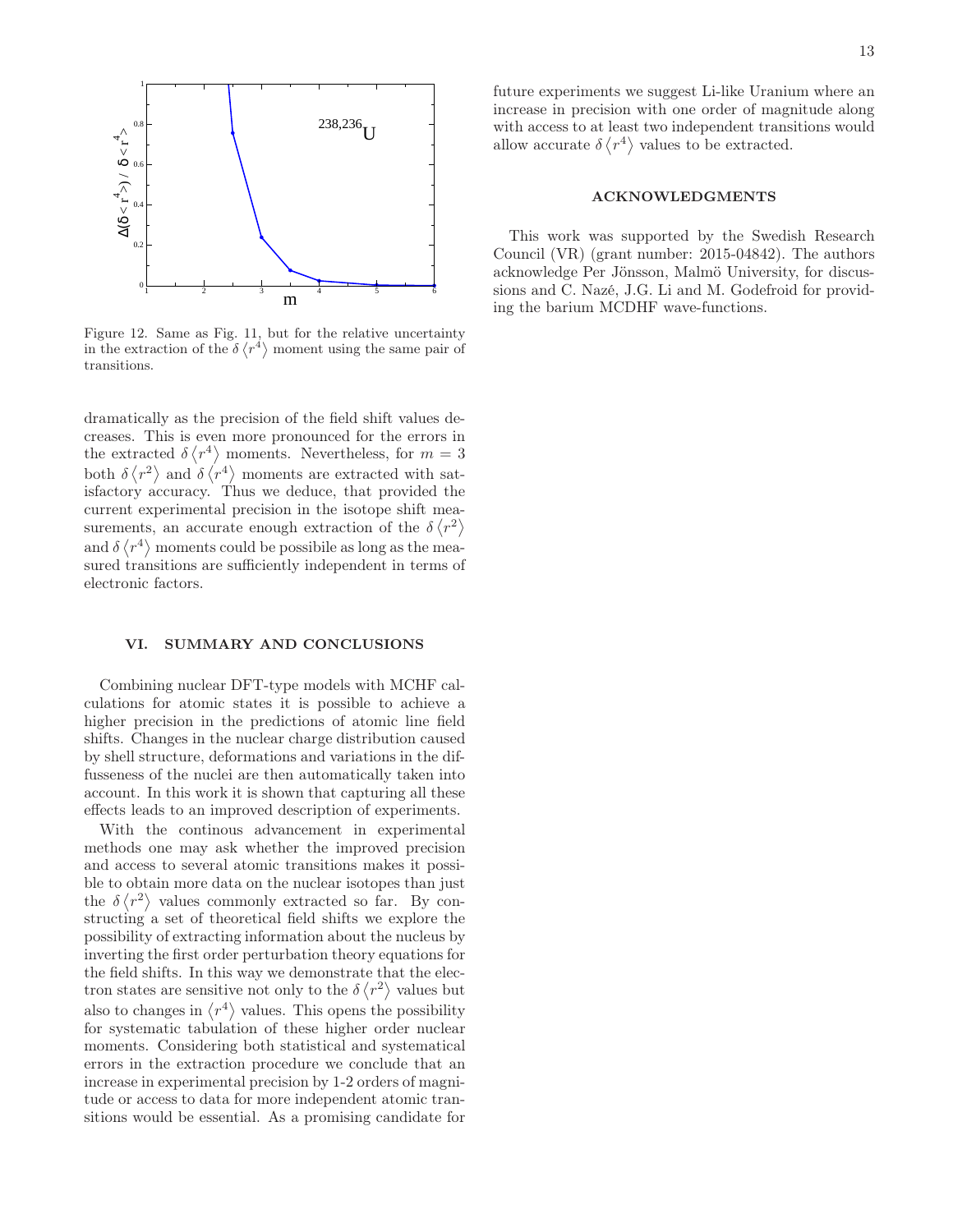Figure 12. Same as Fig. 11, but for the relative uncertainty in the extraction of the $\delta \langle r^4 \rangle$ moment using the same pair of transitions.

dramatically as the precision of the field shift values decreases. This is even more pronounced for the errors in the extracted $\delta \langle r^4 \rangle$ moments. Nevertheless, for $m = 3$ both $\delta \langle r^2 \rangle$ and $\delta \langle r^4 \rangle$ moments are extracted with satisfactory accuracy. Thus we deduce, that provided the current experimental precision in the isotope shift measurements, an accurate enough extraction of the $\delta \langle r^2 \rangle$ and $\delta \langle r^4 \rangle$ moments could be possibile as long as the measured transitions are sufficiently independent in terms of electronic factors.

## VI. SUMMARY AND CONCLUSIONS

Combining nuclear DFT-type models with MCHF calculations for atomic states it is possible to achieve a higher precision in the predictions of atomic line field shifts. Changes in the nuclear charge distribution caused by shell structure, deformations and variations in the diffusseness of the nuclei are then automatically taken into account. In this work it is shown that capturing all these effects leads to an improved description of experiments.

With the continous advancement in experimental methods one may ask whether the improved precision and access to several atomic transitions makes it possible to obtain more data on the nuclear isotopes than just the $\delta \langle r^2 \rangle$ values commonly extracted so far. By constructing a set of theoretical field shifts we explore the possibility of extracting information about the nucleus by inverting the first order perturbation theory equations for the field shifts. In this way we demonstrate that the electron states are sensitive not only to the $\delta \langle r^2 \rangle$ values but also to changes in $\langle r^4 \rangle$ values. This opens the possibility for systematic tabulation of these higher order nuclear moments. Considering both statistical and systematical errors in the extraction procedure we conclude that an increase in experimental precision by 1-2 orders of magnitude or access to data for more independent atomic transitions would be essential. As a promising candidate for future experiments we suggest Li-like Uranium where an increase in precision with one order of magnitude along with access to at least two independent transitions would allow accurate $\delta \langle r^4 \rangle$ values to be extracted.

## ACKNOWLEDGMENTS

This work was supported by the Swedish Research Council (VR) (grant number: 2015-04842). The authors acknowledge Per Jönsson, Malmö University, for discussions and C. Nazé, J.G. Li and M. Godefroid for providing the barium MCDHF wave-functions.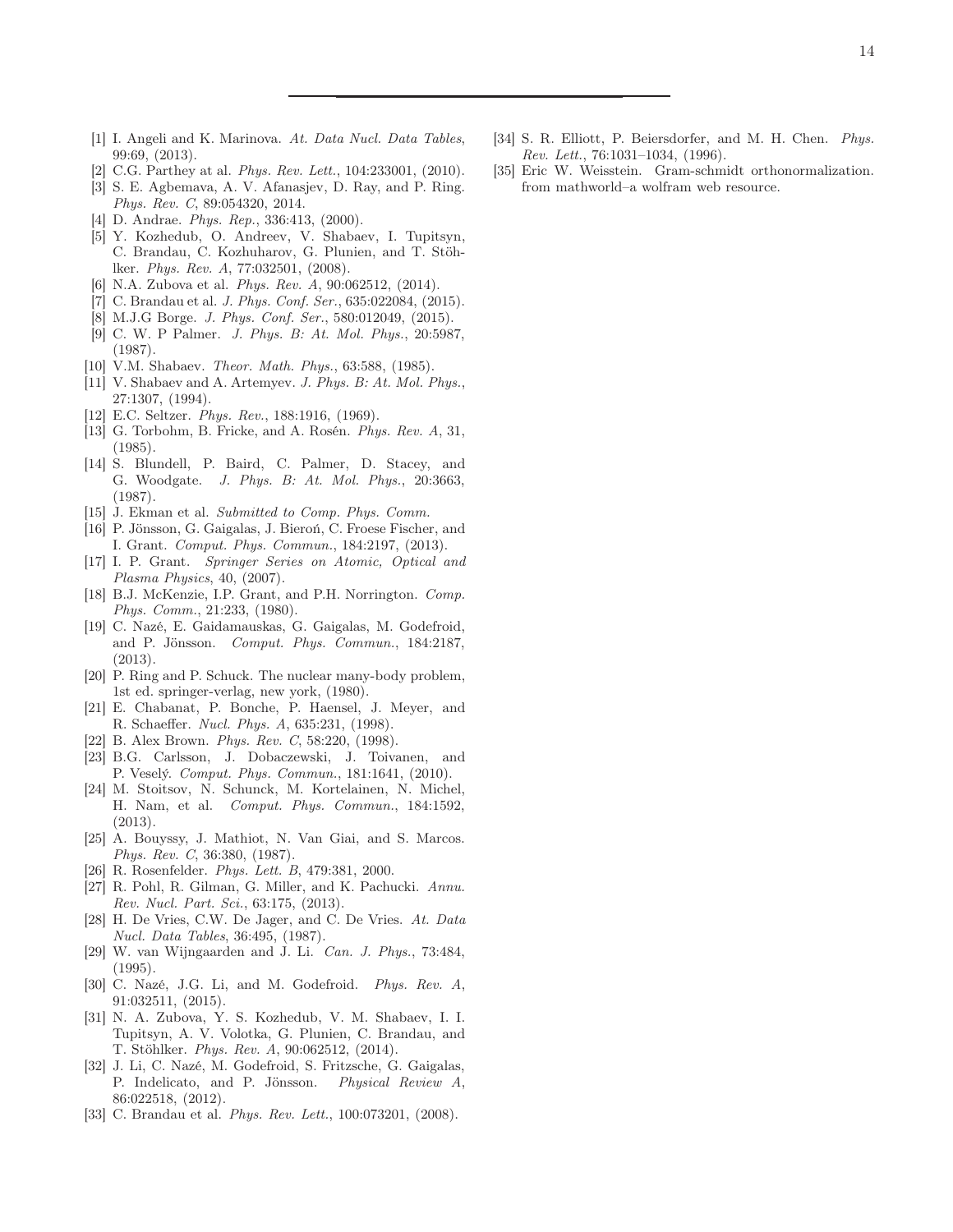[1] I. Angeli and K. Marinova. *At. Data Nucl. Data Tables*, 99:69, (2013).

[2] C.G. Parthey at al. *Phys. Rev. Lett.*, 104:233001, (2010).

[3] S. E. Agbemava, A. V. Afanasjev, D. Ray, and P. Ring. *Phys. Rev. C*, 89:054320, 2014.

[4] D. Andrae. *Phys. Rep.*, 336:413, (2000).

[5] Y. Kozhedub, O. Andreev, V. Shabaev, I. Tupitsyn, C. Brandau, C. Kozhuharov, G. Plunien, and T. Stöhlker. *Phys. Rev. A*, 77:032501, (2008).

[6] N.A. Zubova et al. *Phys. Rev. A*, 90:062512, (2014).

[7] C. Brandau et al. *J. Phys. Conf. Ser.*, 635:022084, (2015).

[8] M.J.G Borge. *J. Phys. Conf. Ser.*, 580:012049, (2015).

[9] C. W. P Palmer. *J. Phys. B: At. Mol. Phys.*, 20:5987, (1987).

[10] V.M. Shabaev. *Theor. Math. Phys.*, 63:588, (1985).

[11] V. Shabaev and A. Artemyev. *J. Phys. B: At. Mol. Phys.*, 27:1307, (1994).

[12] E.C. Seltzer. *Phys. Rev.*, 188:1916, (1969).

[13] G. Torbohm, B. Fricke, and A. Rosén. *Phys. Rev. A*, 31, (1985).

[14] S. Blundell, P. Baird, C. Palmer, D. Stacey, and G. Woodgate. *J. Phys. B: At. Mol. Phys.*, 20:3663, (1987).

[15] J. Ekman et al. *Submitted to Comp. Phys. Comm.*

[16] P. Jönsson, G. Gaigalas, J. Bieroń, C. Froese Fischer, and I. Grant. *Comput. Phys. Commun.*, 184:2197, (2013).

[17] I. P. Grant. *Springer Series on Atomic, Optical and Plasma Physics*, 40, (2007).

[18] B.J. McKenzie, I.P. Grant, and P.H. Norrington. *Comp. Phys. Comm.*, 21:233, (1980).

[19] C. Nazé, E. Gaidamauskas, G. Gaigalas, M. Godefroid, and P. Jönsson. *Comput. Phys. Commun.*, 184:2187, (2013).

[20] P. Ring and P. Schuck. The nuclear many-body problem, 1st ed. springer-verlag, new york, (1980).

[21] E. Chabanat, P. Bonche, P. Haensel, J. Meyer, and R. Schaeffer. *Nucl. Phys. A*, 635:231, (1998).

[22] B. Alex Brown. *Phys. Rev. C*, 58:220, (1998).

[23] B.G. Carlsson, J. Dobaczewski, J. Toivanen, and P. Veselý. *Comput. Phys. Commun.*, 181:1641, (2010).

[24] M. Stoitsov, N. Schunck, M. Kortelainen, N. Michel, H. Nam, et al. *Comput. Phys. Commun.*, 184:1592, (2013).

[25] A. Bouyssy, J. Mathiot, N. Van Giai, and S. Marcos. *Phys. Rev. C*, 36:380, (1987).

[26] R. Rosenfelder. *Phys. Lett. B*, 479:381, 2000.

[27] R. Pohl, R. Gilman, G. Miller, and K. Pachucki. *Annu. Rev. Nucl. Part. Sci.*, 63:175, (2013).

[28] H. De Vries, C.W. De Jager, and C. De Vries. *At. Data Nucl. Data Tables*, 36:495, (1987).

[29] W. van Wijngaarden and J. Li. *Can. J. Phys.*, 73:484, (1995).

[30] C. Nazé, J.G. Li, and M. Godefroid. *Phys. Rev. A*, 91:032511, (2015).

[31] N. A. Zubova, Y. S. Kozhedub, V. M. Shabaev, I. I. Tupitsyn, A. V. Volotka, G. Plunien, C. Brandau, and T. Stöhlker. *Phys. Rev. A*, 90:062512, (2014).

[32] J. Li, C. Nazé, M. Godefroid, S. Fritzsche, G. Gaigalas, P. Indelicato, and P. Jönsson. *Physical Review A*, 86:022518, (2012).

[33] C. Brandau et al. *Phys. Rev. Lett.*, 100:073201, (2008).

[34] S. R. Elliott, P. Beiersdorfer, and M. H. Chen. *Phys. Rev. Lett.*, 76:1031–1034, (1996).

[35] Eric W. Weisstein. Gram-schmidt orthonormalization. from mathworld–a wolfram web resource.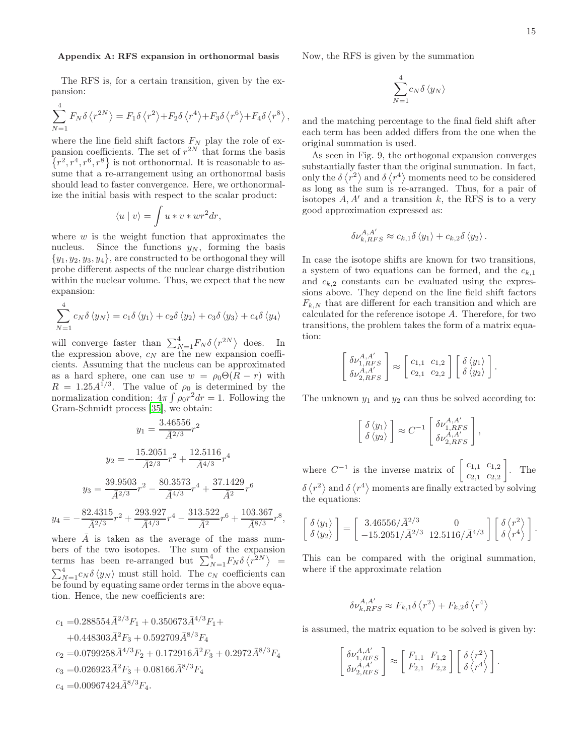## Appendix A: RFS expansion in orthonormal basis

The RFS is, for a certain transition, given by the expansion:

$$\sum_{N=1}^{4} F_N \delta \left\langle r^{2N} \right\rangle = F_1 \delta \left\langle r^2 \right\rangle + F_2 \delta \left\langle r^4 \right\rangle + F_3 \delta \left\langle r^6 \right\rangle + F_4 \delta \left\langle r^8 \right\rangle ,$$

where the line field shift factors $F_N$ play the role of expansion coefficients. The set of $r^{2N}$ that forms the basis $\left\{r^2, r^4, r^6, r^8\right\}$ is not orthonormal. It is reasonable to assume that a re-arrangement using an orthonormal basis should lead to faster convergence. Here, we orthonormalize the initial basis with respect to the scalar product:

$$\langle u \mid v \rangle = \int u * v * w r^2 dr,$$

where $w$ is the weight function that approximates the nucleus. Since the functions $y_N$, forming the basis $\{y_1, y_2, y_3, y_4\}$, are constructed to be orthogonal they will probe different aspects of the nuclear charge distribution within the nuclear volume. Thus, we expect that the new expansion:

$$\sum_{N=1}^{4} c_N \delta \left\langle y_N \right\rangle = c_1 \delta \left\langle y_1 \right\rangle + c_2 \delta \left\langle y_2 \right\rangle + c_3 \delta \left\langle y_3 \right\rangle + c_4 \delta \left\langle y_4 \right\rangle$$

will converge faster than $\sum_{N=1}^{4} F_N \delta \left\langle r^{2N} \right\rangle$ does. In the expression above, $c_N$ are the new expansion coefficients. Assuming that the nucleus can be approximated as a hard sphere, one can use $w = \rho_0 \Theta(R - r)$ with $R = 1.25 A^{1/3}$. The value of $\rho_0$ is determined by the normalization condition: $4\pi \int \rho_0 r^2 dr = 1$. Following the Gram-Schmidt process [35], we obtain:

$$y_1 = \frac{3.46556}{\bar{A}^{2/3}} r^2$$

$$y_2 = -\frac{15.2051}{\bar{A}^{2/3}} r^2 + \frac{12.5116}{\bar{A}^{4/3}} r^4$$

$$y_3 = \frac{39.9503}{\bar{A}^{2/3}} r^2 - \frac{80.3573}{\bar{A}^{4/3}} r^4 + \frac{37.1429}{\bar{A}^2} r^6$$

$$y_4 = -\frac{82.4315}{\bar{A}^{2/3}} r^2 + \frac{293.927}{\bar{A}^{4/3}} r^4 - \frac{313.522}{\bar{A}^2} r^6 + \frac{103.367}{\bar{A}^{8/3}} r^8,$$

where $\bar{A}$ is taken as the average of the mass numbers of the two isotopes. The sum of the expansion terms has been re-arranged but $\sum_{N=1}^{4} F_N \delta \left\langle r^{2N} \right\rangle = \sum_{N=1}^{4} c_N \delta \left\langle y_N \right\rangle$ must still hold. The $c_N$ coefficients can be found by equating same order terms in the above equation. Hence, the new coefficients are:

$$\begin{aligned}
c_1 =& 0.288554 \bar{A}^{2/3} F_1 + 0.350673 \bar{A}^{4/3} F_1 + \\
&+ 0.448303 \bar{A}^2 F_3 + 0.592709 \bar{A}^{8/3} F_4 \\
c_2 =& 0.0799258 \bar{A}^{4/3} F_2 + 0.172916 \bar{A}^2 F_3 + 0.2972 \bar{A}^{8/3} F_4 \\
c_3 =& 0.026923 \bar{A}^2 F_3 + 0.08166 \bar{A}^{8/3} F_4 \\
c_4 =& 0.00967424 \bar{A}^{8/3} F_4.
\end{aligned}$$

Now, the RFS is given by the summation

$$\sum_{N=1}^{4} c_N \delta \left\langle y_N \right\rangle$$

and the matching percentage to the final field shift after each term has been added differs from the one when the original summation is used.

As seen in Fig. 9, the orthogonal expansion converges substantially faster than the original summation. In fact, only the $\delta \left\langle r^2 \right\rangle$ and $\delta \left\langle r^4 \right\rangle$ moments need to be considered as long as the sum is re-arranged. Thus, for a pair of isotopes $A, A'$ and a transition $k$, the RFS is to a very good approximation expressed as:

$$\delta \nu_{k,RFS}^{A,A'} \approx c_{k,1} \delta \left\langle y_1 \right\rangle + c_{k,2} \delta \left\langle y_2 \right\rangle .$$

In case the isotope shifts are known for two transitions, a system of two equations can be formed, and the $c_{k,1}$ and $c_{k,2}$ constants can be evaluated using the expressions above. They depend on the line field shift factors $F_{k,N}$ that are different for each transition and which are calculated for the reference isotope $A$. Therefore, for two transitions, the problem takes the form of a matrix equation:

$$\begin{bmatrix} \delta \nu_{1,RFS}^{A,A'} \\ \delta \nu_{2,RFS}^{A,A'} \end{bmatrix} \approx \begin{bmatrix} c_{1,1} & c_{1,2} \\ c_{2,1} & c_{2,2} \end{bmatrix} \begin{bmatrix} \delta \left\langle y_1 \right\rangle \\ \delta \left\langle y_2 \right\rangle \end{bmatrix} .$$

The unknown $y_1$ and $y_2$ can thus be solved according to:

$$\begin{bmatrix} \delta \left\langle y_1 \right\rangle \\ \delta \left\langle y_2 \right\rangle \end{bmatrix} \approx C^{-1} \begin{bmatrix} \delta \nu_{1,RFS}^{A,A'} \\ \delta \nu_{2,RFS}^{A,A'} \end{bmatrix} ,$$

where $C^{-1}$ is the inverse matrix of $\begin{bmatrix} c_{1,1} & c_{1,2} \\ c_{2,1} & c_{2,2} \end{bmatrix}$. The $\delta \left\langle r^2 \right\rangle$ and $\delta \left\langle r^4 \right\rangle$ moments are finally extracted by solving the equations:

$$\begin{bmatrix} \delta \left\langle y_1 \right\rangle \\ \delta \left\langle y_2 \right\rangle \end{bmatrix} = \begin{bmatrix} 3.46556/\bar{A}^{2/3} & 0 \\ -15.2051/\bar{A}^{2/3} & 12.5116/\bar{A}^{4/3} \end{bmatrix} \begin{bmatrix} \delta \left\langle r^2 \right\rangle \\ \delta \left\langle r^4 \right\rangle \end{bmatrix} .$$

This can be compared with the original summation, where if the approximate relation

$$\delta \nu_{k,RFS}^{A,A'} \approx F_{k,1} \delta \left\langle r^2 \right\rangle + F_{k,2} \delta \left\langle r^4 \right\rangle$$

is assumed, the matrix equation to be solved is given by:

$$\begin{bmatrix} \delta \nu_{1,RFS}^{A,A'} \\ \delta \nu_{2,RFS}^{A,A'} \end{bmatrix} \approx \begin{bmatrix} F_{1,1} & F_{1,2} \\ F_{2,1} & F_{2,2} \end{bmatrix} \begin{bmatrix} \delta \left\langle r^2 \right\rangle \\ \delta \left\langle r^4 \right\rangle \end{bmatrix} .$$